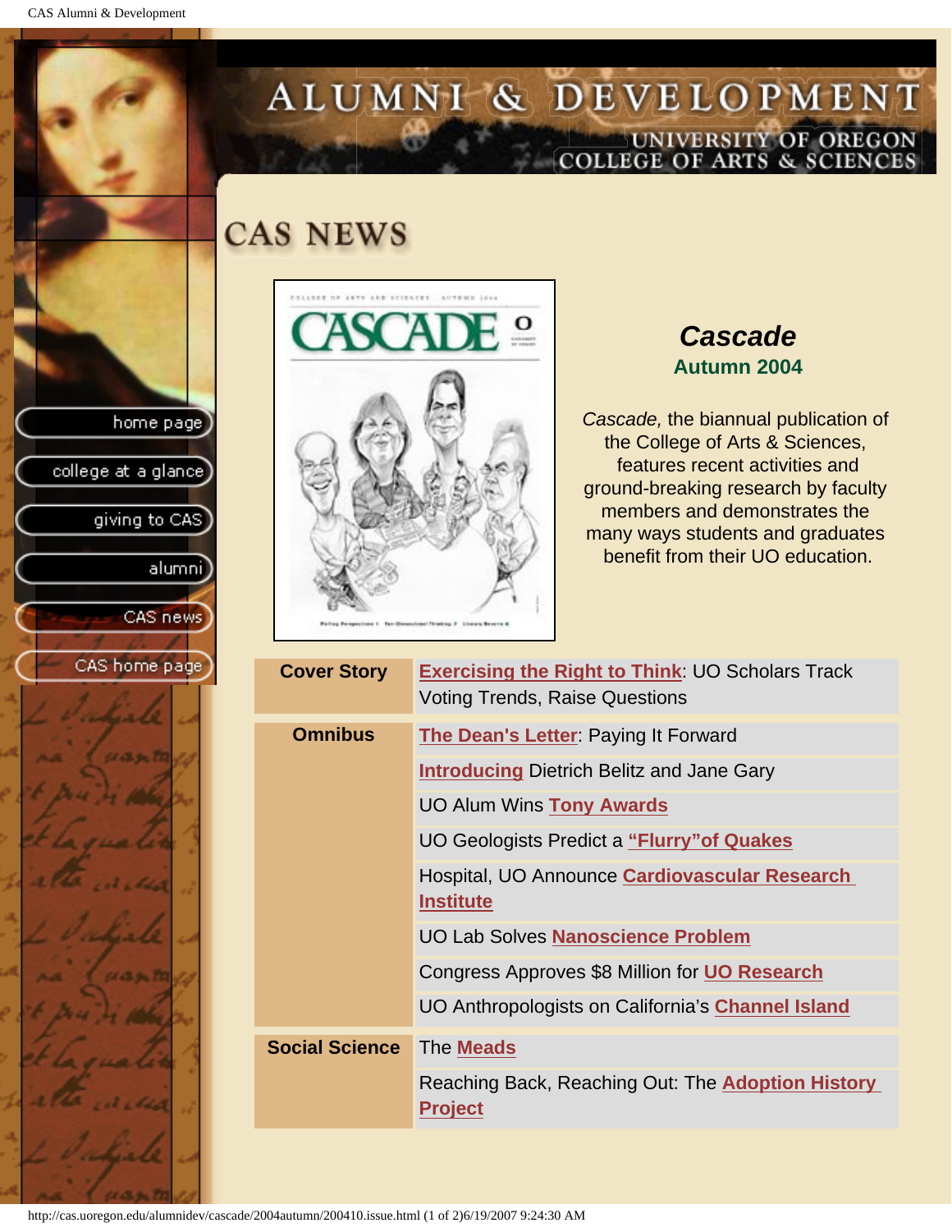# ALUMNI & DEVELOPMENT

UNIVERSITY OF OREGON
COLLEGE OF ARTS & SCIENCES

- home page
- college at a glance
- giving to CAS
- alumni
- CAS news
- CAS home page

## CAS NEWS

### *Cascade*

**Autumn 2004**

*Cascade,* the biannual publication of the College of Arts & Sciences, features recent activities and ground-breaking research by faculty members and demonstrates the many ways students and graduates benefit from their UO education.

| | |
|---|---|
| **Cover Story** | **Exercising the Right to Think**: UO Scholars Track Voting Trends, Raise Questions |
| **Omnibus** | **The Dean's Letter**: Paying It Forward |
| | **Introducing** Dietrich Belitz and Jane Gary |
| | UO Alum Wins **Tony Awards** |
| | UO Geologists Predict a **"Flurry"of Quakes** |
| | Hospital, UO Announce **Cardiovascular Research Institute** |
| | UO Lab Solves **Nanoscience Problem** |
| | Congress Approves $8 Million for **UO Research** |
| | UO Anthropologists on California's **Channel Island** |
| **Social Science** | The **Meads** |
| | Reaching Back, Reaching Out: The **Adoption History Project** |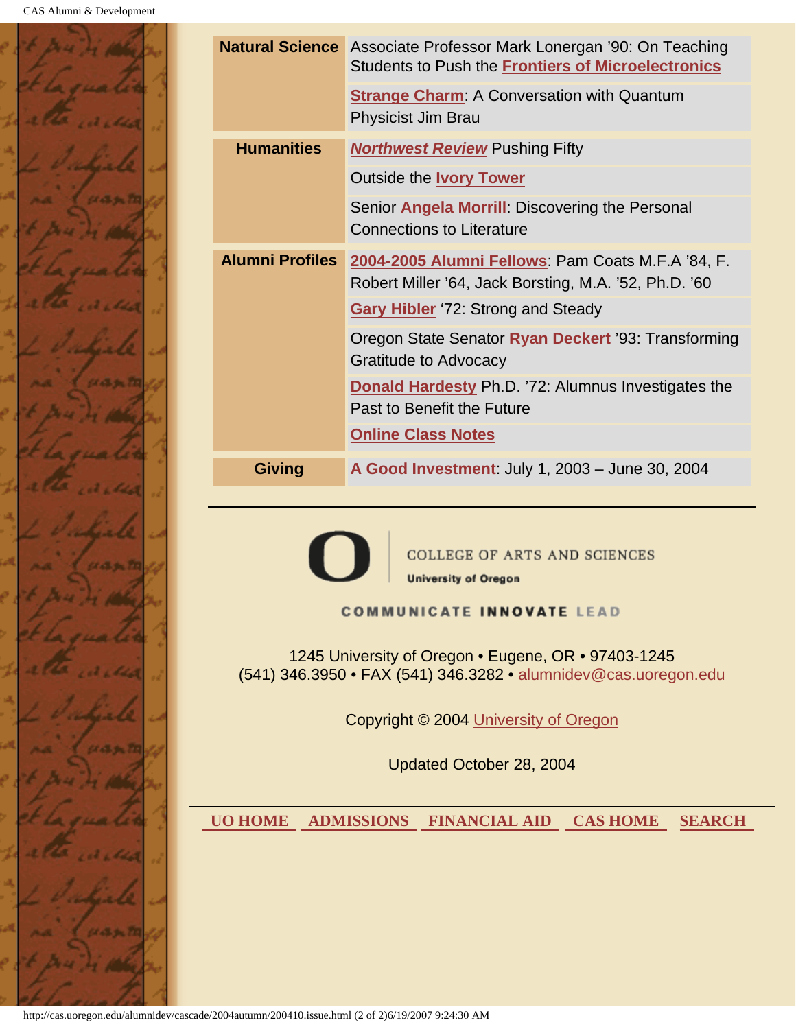| | |
|---|---|
| **Natural Science** | Associate Professor Mark Lonergan '90: On Teaching Students to Push the **Frontiers of Microelectronics** |
| | **Strange Charm**: A Conversation with Quantum Physicist Jim Brau |
| **Humanities** | ***Northwest Review*** Pushing Fifty |
| | Outside the **Ivory Tower** |
| | Senior **Angela Morrill**: Discovering the Personal Connections to Literature |
| **Alumni Profiles** | **2004-2005 Alumni Fellows**: Pam Coats M.F.A '84, F. Robert Miller '64, Jack Borsting, M.A. '52, Ph.D. '60 |
| | **Gary Hibler** '72: Strong and Steady |
| | Oregon State Senator **Ryan Deckert** '93: Transforming Gratitude to Advocacy |
| | **Donald Hardesty** Ph.D. '72: Alumnus Investigates the Past to Benefit the Future |
| | **Online Class Notes** |
| **Giving** | **A Good Investment**: July 1, 2003 – June 30, 2004 |

---

COLLEGE OF ARTS AND SCIENCES

University of Oregon

COMMUNICATE INNOVATE LEAD

1245 University of Oregon • Eugene, OR • 97403-1245
(541) 346.3950 • FAX (541) 346.3282 • alumnidev@cas.uoregon.edu

Copyright © 2004 University of Oregon

Updated October 28, 2004

---

UO HOME | ADMISSIONS | FINANCIAL AID | CAS HOME | SEARCH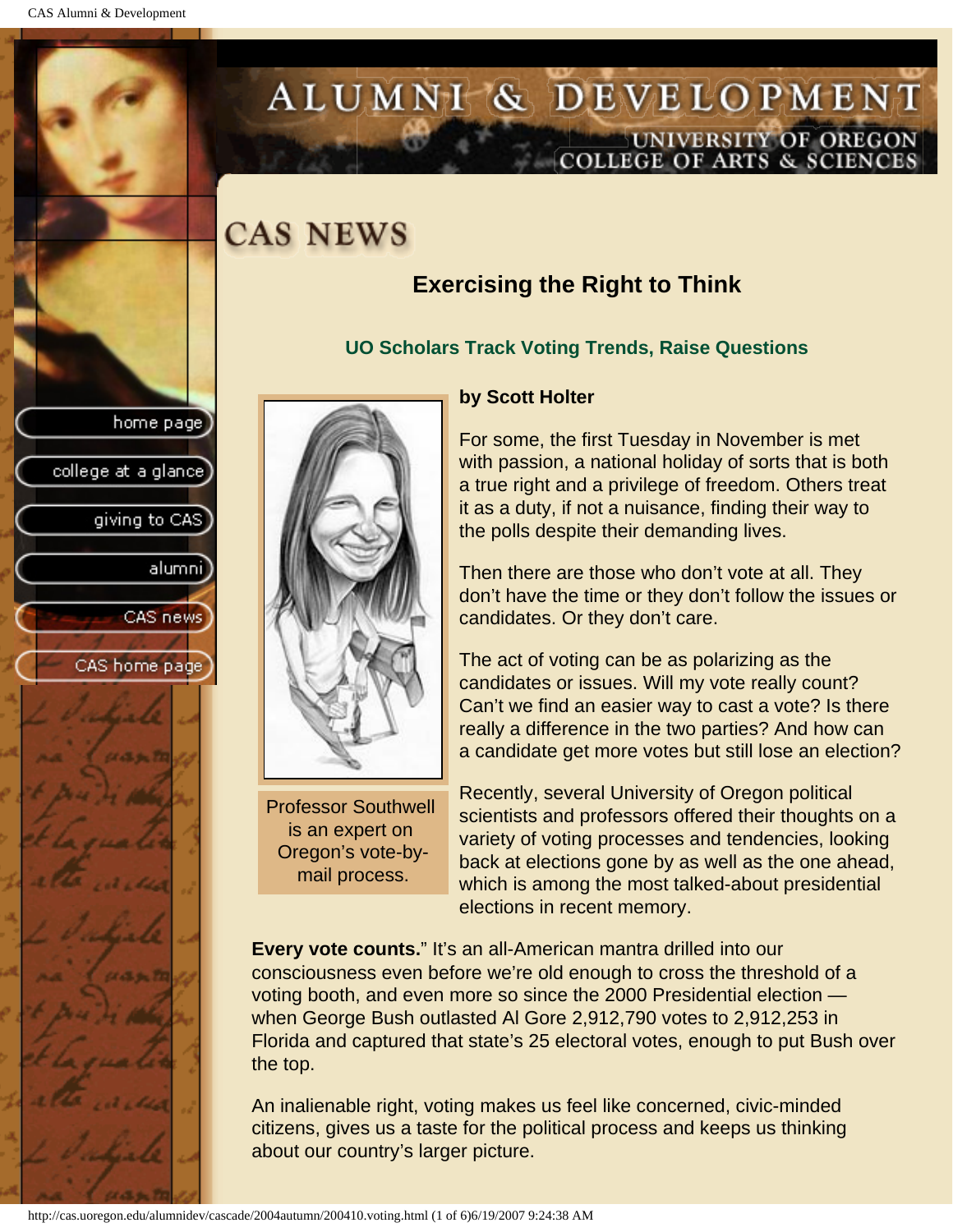# CAS NEWS

## Exercising the Right to Think

### UO Scholars Track Voting Trends, Raise Questions

Professor Southwell is an expert on Oregon's vote-by-mail process.

**by Scott Holter**

For some, the first Tuesday in November is met with passion, a national holiday of sorts that is both a true right and a privilege of freedom. Others treat it as a duty, if not a nuisance, finding their way to the polls despite their demanding lives.

Then there are those who don't vote at all. They don't have the time or they don't follow the issues or candidates. Or they don't care.

The act of voting can be as polarizing as the candidates or issues. Will my vote really count? Can't we find an easier way to cast a vote? Is there really a difference in the two parties? And how can a candidate get more votes but still lose an election?

Recently, several University of Oregon political scientists and professors offered their thoughts on a variety of voting processes and tendencies, looking back at elections gone by as well as the one ahead, which is among the most talked-about presidential elections in recent memory.

**Every vote counts.**" It's an all-American mantra drilled into our consciousness even before we're old enough to cross the threshold of a voting booth, and even more so since the 2000 Presidential election — when George Bush outlasted Al Gore 2,912,790 votes to 2,912,253 in Florida and captured that state's 25 electoral votes, enough to put Bush over the top.

An inalienable right, voting makes us feel like concerned, civic-minded citizens, gives us a taste for the political process and keeps us thinking about our country's larger picture.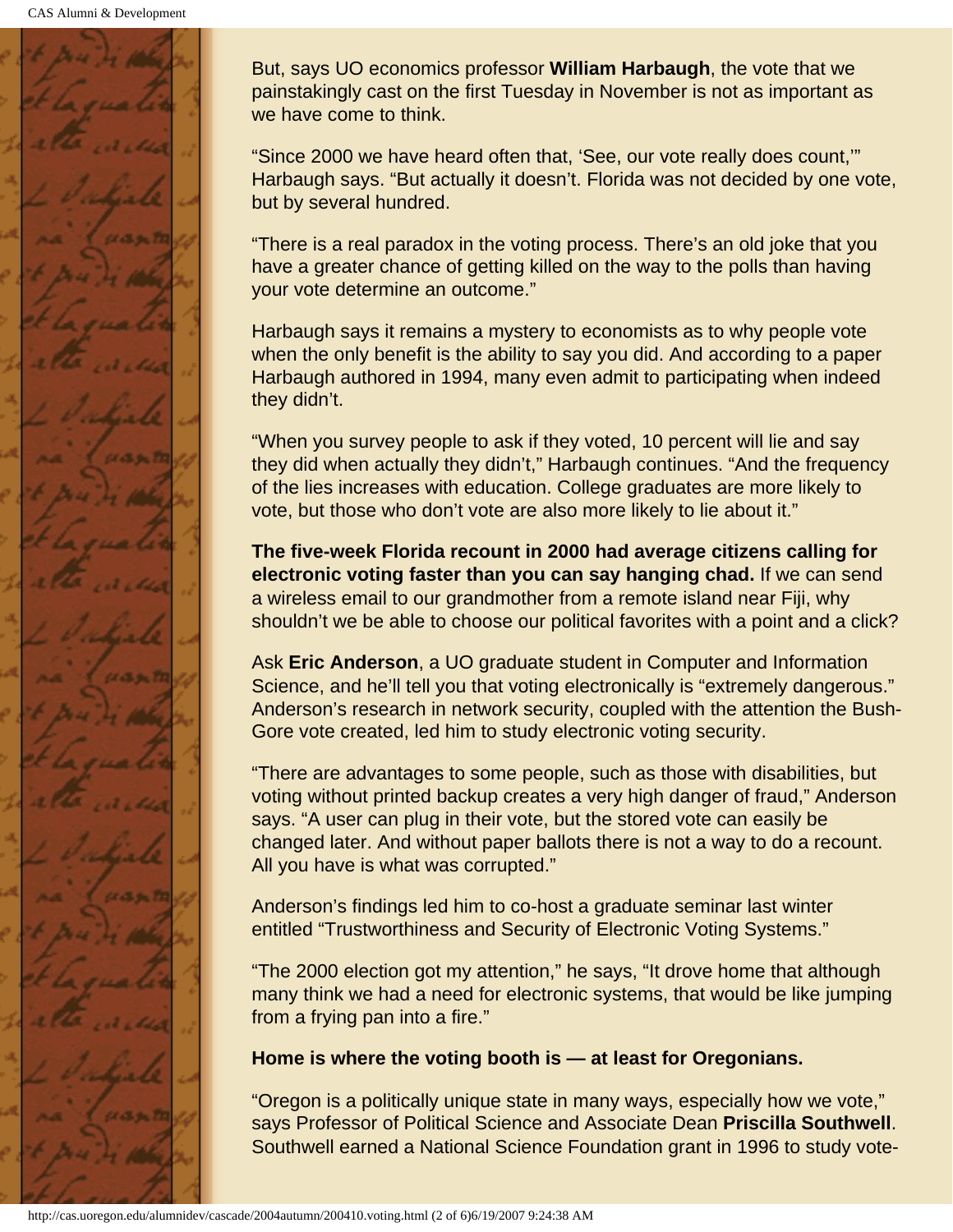But, says UO economics professor **William Harbaugh**, the vote that we painstakingly cast on the first Tuesday in November is not as important as we have come to think.

"Since 2000 we have heard often that, 'See, our vote really does count,'" Harbaugh says. "But actually it doesn't. Florida was not decided by one vote, but by several hundred.

"There is a real paradox in the voting process. There's an old joke that you have a greater chance of getting killed on the way to the polls than having your vote determine an outcome."

Harbaugh says it remains a mystery to economists as to why people vote when the only benefit is the ability to say you did. And according to a paper Harbaugh authored in 1994, many even admit to participating when indeed they didn't.

"When you survey people to ask if they voted, 10 percent will lie and say they did when actually they didn't," Harbaugh continues. "And the frequency of the lies increases with education. College graduates are more likely to vote, but those who don't vote are also more likely to lie about it."

**The five-week Florida recount in 2000 had average citizens calling for electronic voting faster than you can say hanging chad.** If we can send a wireless email to our grandmother from a remote island near Fiji, why shouldn't we be able to choose our political favorites with a point and a click?

Ask **Eric Anderson**, a UO graduate student in Computer and Information Science, and he'll tell you that voting electronically is "extremely dangerous." Anderson's research in network security, coupled with the attention the Bush-Gore vote created, led him to study electronic voting security.

"There are advantages to some people, such as those with disabilities, but voting without printed backup creates a very high danger of fraud," Anderson says. "A user can plug in their vote, but the stored vote can easily be changed later. And without paper ballots there is not a way to do a recount. All you have is what was corrupted."

Anderson's findings led him to co-host a graduate seminar last winter entitled "Trustworthiness and Security of Electronic Voting Systems."

"The 2000 election got my attention," he says, "It drove home that although many think we had a need for electronic systems, that would be like jumping from a frying pan into a fire."

**Home is where the voting booth is — at least for Oregonians.**

"Oregon is a politically unique state in many ways, especially how we vote," says Professor of Political Science and Associate Dean **Priscilla Southwell**. Southwell earned a National Science Foundation grant in 1996 to study vote-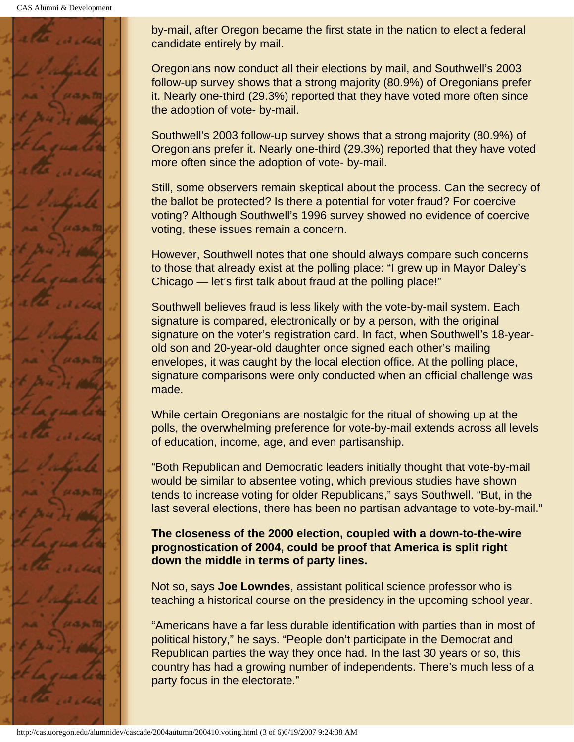by-mail, after Oregon became the first state in the nation to elect a federal candidate entirely by mail.

Oregonians now conduct all their elections by mail, and Southwell's 2003 follow-up survey shows that a strong majority (80.9%) of Oregonians prefer it. Nearly one-third (29.3%) reported that they have voted more often since the adoption of vote- by-mail.

Southwell's 2003 follow-up survey shows that a strong majority (80.9%) of Oregonians prefer it. Nearly one-third (29.3%) reported that they have voted more often since the adoption of vote- by-mail.

Still, some observers remain skeptical about the process. Can the secrecy of the ballot be protected? Is there a potential for voter fraud? For coercive voting? Although Southwell's 1996 survey showed no evidence of coercive voting, these issues remain a concern.

However, Southwell notes that one should always compare such concerns to those that already exist at the polling place: "I grew up in Mayor Daley's Chicago — let's first talk about fraud at the polling place!"

Southwell believes fraud is less likely with the vote-by-mail system. Each signature is compared, electronically or by a person, with the original signature on the voter's registration card. In fact, when Southwell's 18-year-old son and 20-year-old daughter once signed each other's mailing envelopes, it was caught by the local election office. At the polling place, signature comparisons were only conducted when an official challenge was made.

While certain Oregonians are nostalgic for the ritual of showing up at the polls, the overwhelming preference for vote-by-mail extends across all levels of education, income, age, and even partisanship.

"Both Republican and Democratic leaders initially thought that vote-by-mail would be similar to absentee voting, which previous studies have shown tends to increase voting for older Republicans," says Southwell. "But, in the last several elections, there has been no partisan advantage to vote-by-mail."

**The closeness of the 2000 election, coupled with a down-to-the-wire prognostication of 2004, could be proof that America is split right down the middle in terms of party lines.**

Not so, says **Joe Lowndes**, assistant political science professor who is teaching a historical course on the presidency in the upcoming school year.

"Americans have a far less durable identification with parties than in most of political history," he says. "People don't participate in the Democrat and Republican parties the way they once had. In the last 30 years or so, this country has had a growing number of independents. There's much less of a party focus in the electorate."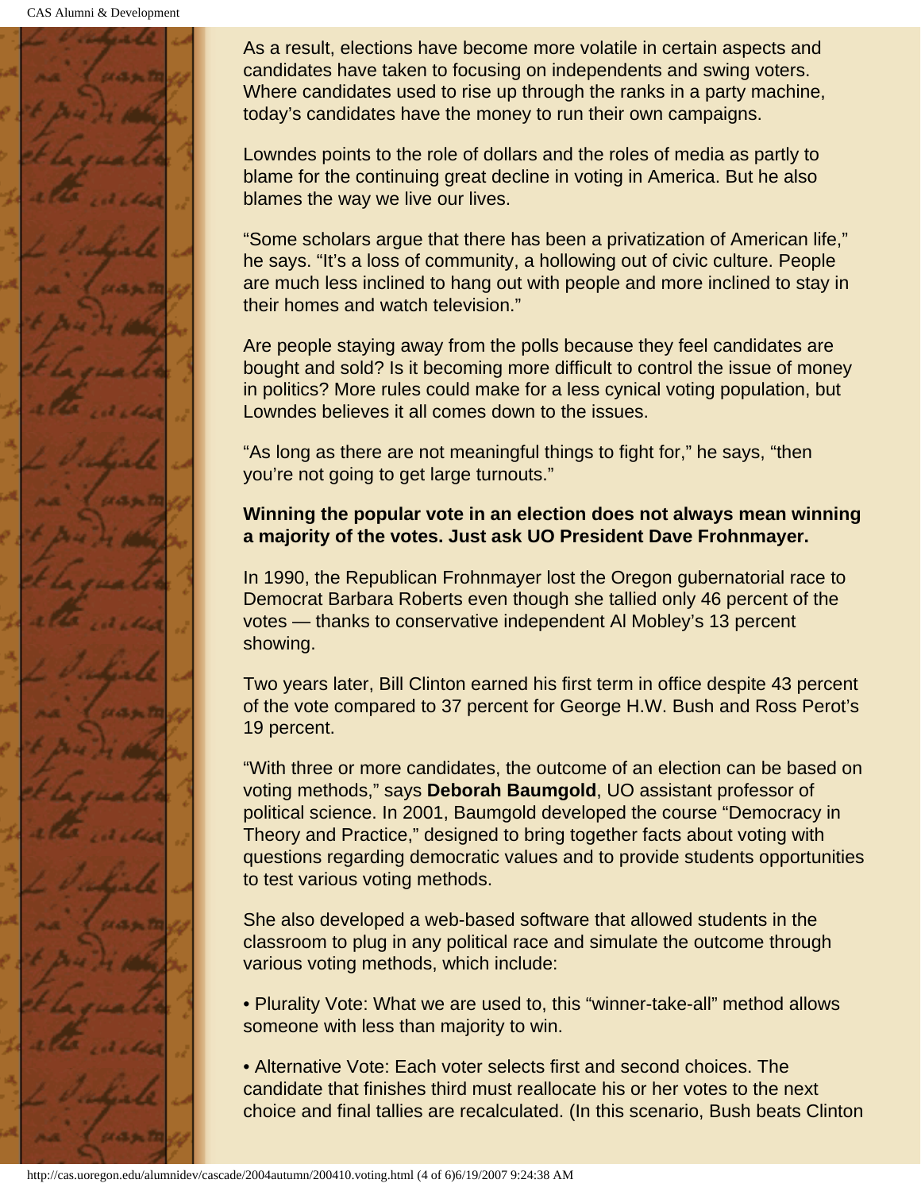As a result, elections have become more volatile in certain aspects and candidates have taken to focusing on independents and swing voters. Where candidates used to rise up through the ranks in a party machine, today's candidates have the money to run their own campaigns.

Lowndes points to the role of dollars and the roles of media as partly to blame for the continuing great decline in voting in America. But he also blames the way we live our lives.

"Some scholars argue that there has been a privatization of American life," he says. "It's a loss of community, a hollowing out of civic culture. People are much less inclined to hang out with people and more inclined to stay in their homes and watch television."

Are people staying away from the polls because they feel candidates are bought and sold? Is it becoming more difficult to control the issue of money in politics? More rules could make for a less cynical voting population, but Lowndes believes it all comes down to the issues.

"As long as there are not meaningful things to fight for," he says, "then you're not going to get large turnouts."

**Winning the popular vote in an election does not always mean winning a majority of the votes. Just ask UO President Dave Frohnmayer.**

In 1990, the Republican Frohnmayer lost the Oregon gubernatorial race to Democrat Barbara Roberts even though she tallied only 46 percent of the votes — thanks to conservative independent Al Mobley's 13 percent showing.

Two years later, Bill Clinton earned his first term in office despite 43 percent of the vote compared to 37 percent for George H.W. Bush and Ross Perot's 19 percent.

"With three or more candidates, the outcome of an election can be based on voting methods," says **Deborah Baumgold**, UO assistant professor of political science. In 2001, Baumgold developed the course "Democracy in Theory and Practice," designed to bring together facts about voting with questions regarding democratic values and to provide students opportunities to test various voting methods.

She also developed a web-based software that allowed students in the classroom to plug in any political race and simulate the outcome through various voting methods, which include:

• Plurality Vote: What we are used to, this "winner-take-all" method allows someone with less than majority to win.

• Alternative Vote: Each voter selects first and second choices. The candidate that finishes third must reallocate his or her votes to the next choice and final tallies are recalculated. (In this scenario, Bush beats Clinton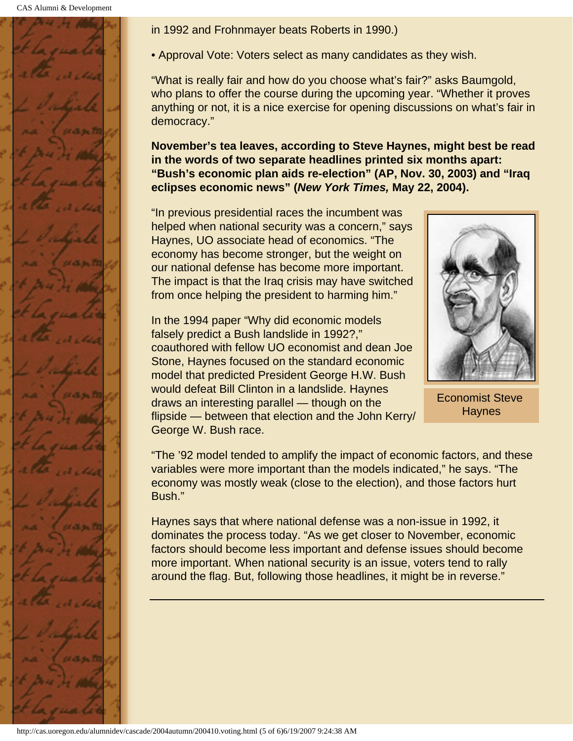in 1992 and Frohnmayer beats Roberts in 1990.)

- Approval Vote: Voters select as many candidates as they wish.

"What is really fair and how do you choose what's fair?" asks Baumgold, who plans to offer the course during the upcoming year. "Whether it proves anything or not, it is a nice exercise for opening discussions on what's fair in democracy."

**November's tea leaves, according to Steve Haynes, might best be read in the words of two separate headlines printed six months apart: "Bush's economic plan aids re-election" (AP, Nov. 30, 2003) and "Iraq eclipses economic news" (*New York Times,* May 22, 2004).**

"In previous presidential races the incumbent was helped when national security was a concern," says Haynes, UO associate head of economics. "The economy has become stronger, but the weight on our national defense has become more important. The impact is that the Iraq crisis may have switched from once helping the president to harming him."

Economist Steve Haynes

In the 1994 paper "Why did economic models falsely predict a Bush landslide in 1992?," coauthored with fellow UO economist and dean Joe Stone, Haynes focused on the standard economic model that predicted President George H.W. Bush would defeat Bill Clinton in a landslide. Haynes draws an interesting parallel — though on the flipside — between that election and the John Kerry/ George W. Bush race.

"The '92 model tended to amplify the impact of economic factors, and these variables were more important than the models indicated," he says. "The economy was mostly weak (close to the election), and those factors hurt Bush."

Haynes says that where national defense was a non-issue in 1992, it dominates the process today. "As we get closer to November, economic factors should become less important and defense issues should become more important. When national security is an issue, voters tend to rally around the flag. But, following those headlines, it might be in reverse."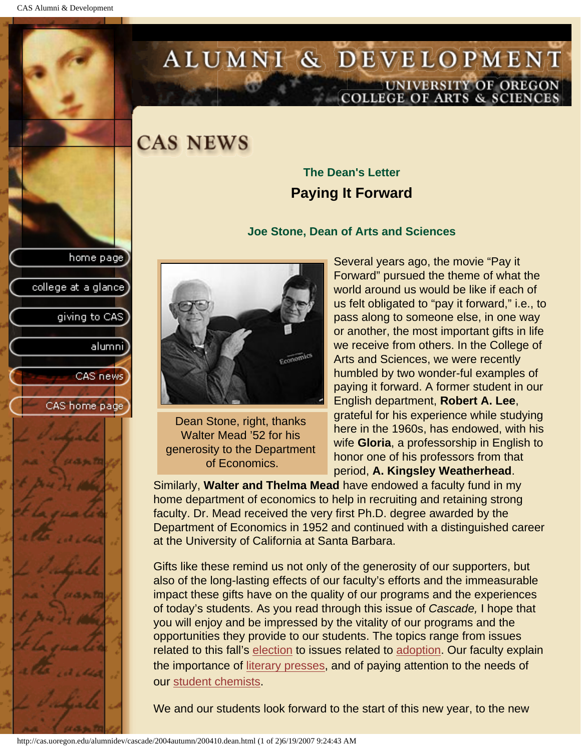# ALUMNI & DEVELOPMENT

UNIVERSITY OF OREGON
COLLEGE OF ARTS & SCIENCES

- home page
- college at a glance
- giving to CAS
- alumni
- CAS news
- CAS home page

## CAS NEWS

### The Dean's Letter

## Paying It Forward

### Joe Stone, Dean of Arts and Sciences

Dean Stone, right, thanks Walter Mead '52 for his generosity to the Department of Economics.

Several years ago, the movie "Pay it Forward" pursued the theme of what the world around us would be like if each of us felt obligated to "pay it forward," i.e., to pass along to someone else, in one way or another, the most important gifts in life we receive from others. In the College of Arts and Sciences, we were recently humbled by two wonder-ful examples of paying it forward. A former student in our English department, **Robert A. Lee**, grateful for his experience while studying here in the 1960s, has endowed, with his wife **Gloria**, a professorship in English to honor one of his professors from that period, **A. Kingsley Weatherhead**. Similarly, **Walter and Thelma Mead** have endowed a faculty fund in my home department of economics to help in recruiting and retaining strong faculty. Dr. Mead received the very first Ph.D. degree awarded by the Department of Economics in 1952 and continued with a distinguished career at the University of California at Santa Barbara.

Gifts like these remind us not only of the generosity of our supporters, but also of the long-lasting effects of our faculty's efforts and the immeasurable impact these gifts have on the quality of our programs and the experiences of today's students. As you read through this issue of *Cascade,* I hope that you will enjoy and be impressed by the vitality of our programs and the opportunities they provide to our students. The topics range from issues related to this fall's election to issues related to adoption. Our faculty explain the importance of literary presses, and of paying attention to the needs of our student chemists.

We and our students look forward to the start of this new year, to the new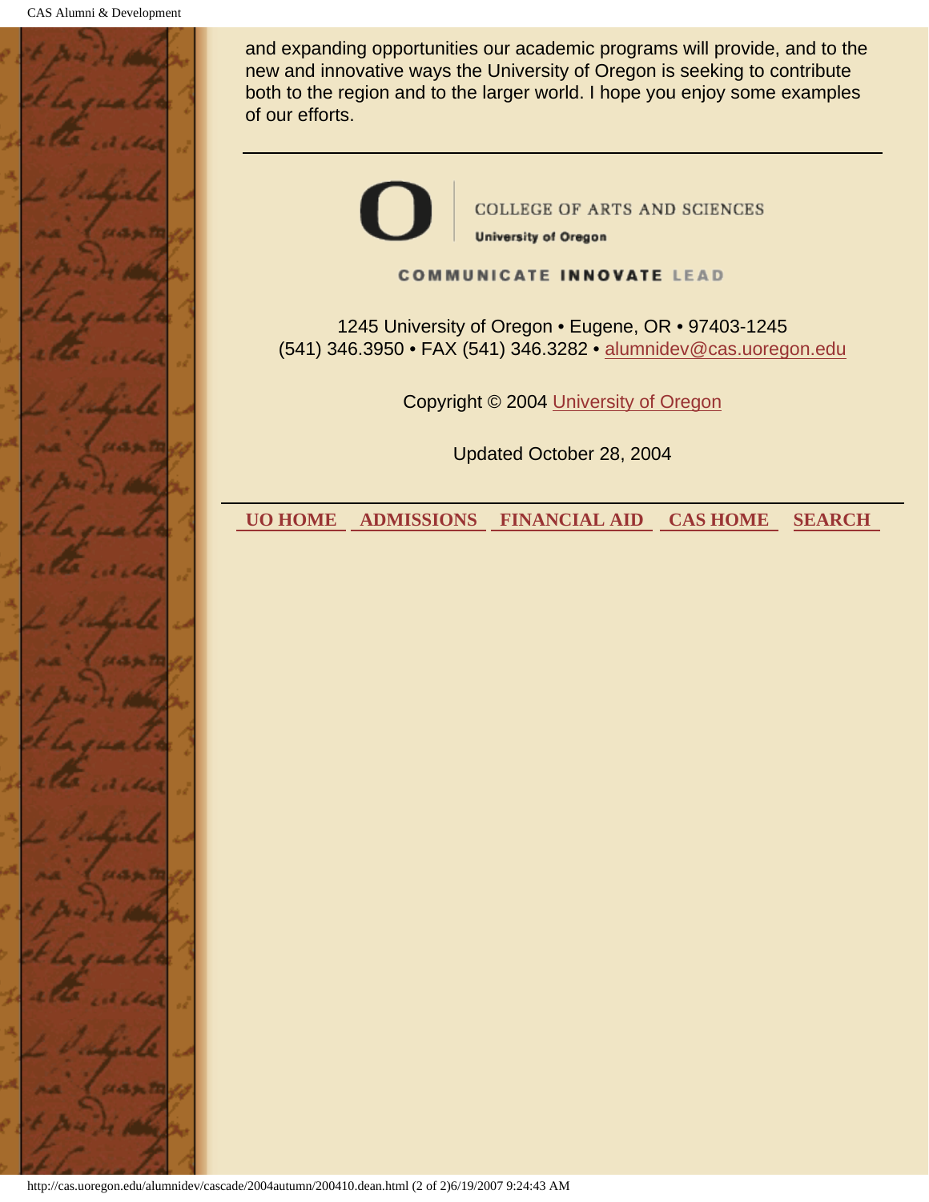and expanding opportunities our academic programs will provide, and to the new and innovative ways the University of Oregon is seeking to contribute both to the region and to the larger world. I hope you enjoy some examples of our efforts.

---

COLLEGE OF ARTS AND SCIENCES

University of Oregon

COMMUNICATE INNOVATE LEAD

1245 University of Oregon • Eugene, OR • 97403-1245
(541) 346.3950 • FAX (541) 346.3282 • alumnidev@cas.uoregon.edu

Copyright © 2004 University of Oregon

Updated October 28, 2004

---

**UO HOME** **ADMISSIONS** **FINANCIAL AID** **CAS HOME** **SEARCH**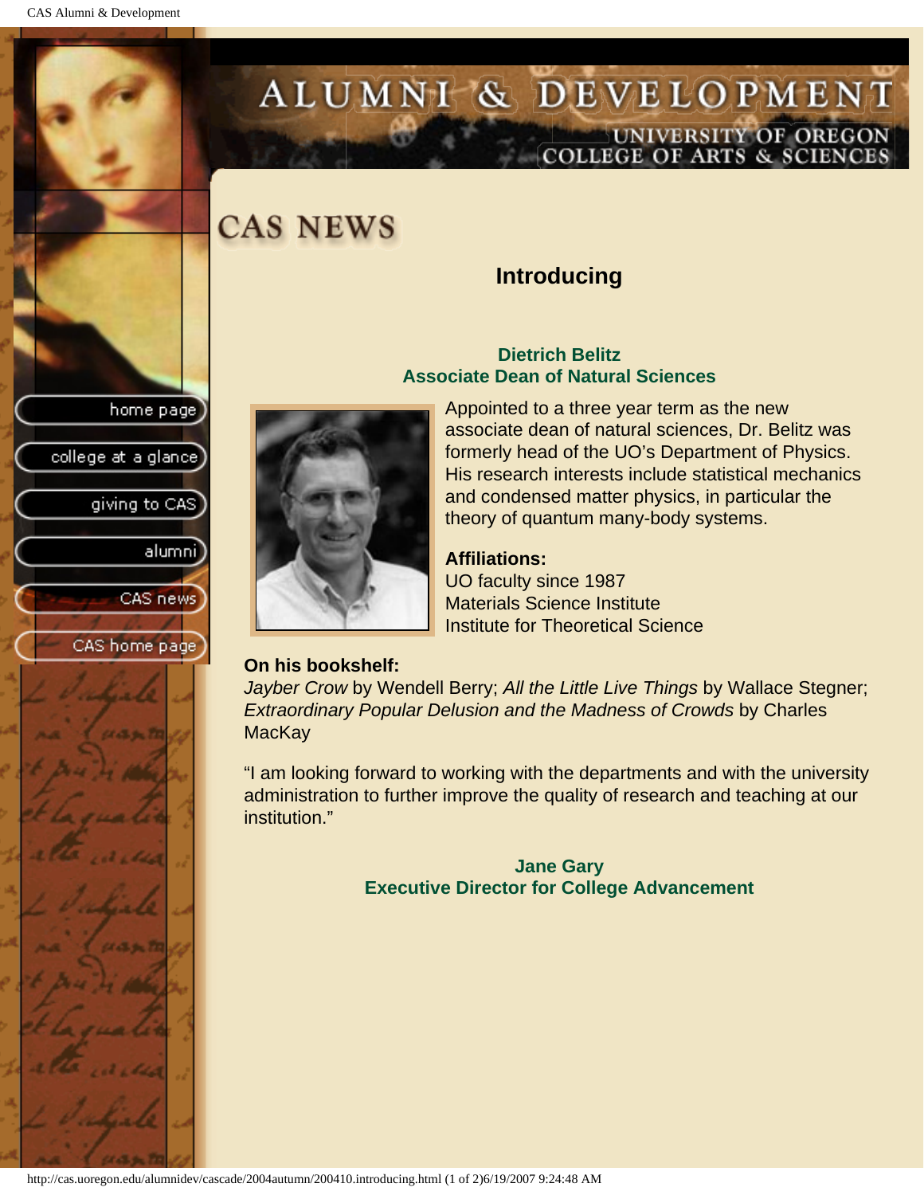# CAS NEWS

## Introducing

### Dietrich Belitz
### Associate Dean of Natural Sciences

Appointed to a three year term as the new associate dean of natural sciences, Dr. Belitz was formerly head of the UO's Department of Physics. His research interests include statistical mechanics and condensed matter physics, in particular the theory of quantum many-body systems.

**Affiliations:**
UO faculty since 1987
Materials Science Institute
Institute for Theoretical Science

**On his bookshelf:**
*Jayber Crow* by Wendell Berry; *All the Little Live Things* by Wallace Stegner; *Extraordinary Popular Delusion and the Madness of Crowds* by Charles MacKay

"I am looking forward to working with the departments and with the university administration to further improve the quality of research and teaching at our institution."

### Jane Gary
### Executive Director for College Advancement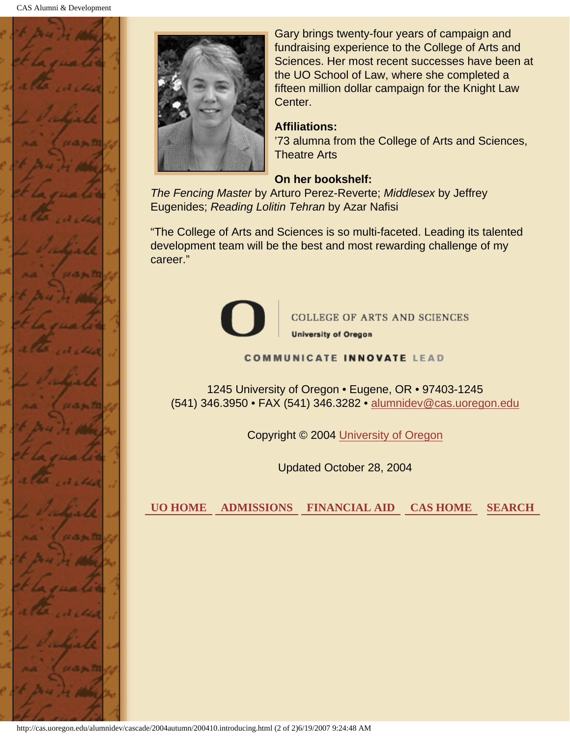Gary brings twenty-four years of campaign and fundraising experience to the College of Arts and Sciences. Her most recent successes have been at the UO School of Law, where she completed a fifteen million dollar campaign for the Knight Law Center.

**Affiliations:**
'73 alumna from the College of Arts and Sciences, Theatre Arts

**On her bookshelf:**
*The Fencing Master* by Arturo Perez-Reverte; *Middlesex* by Jeffrey Eugenides; *Reading Lolitin Tehran* by Azar Nafisi

"The College of Arts and Sciences is so multi-faceted. Leading its talented development team will be the best and most rewarding challenge of my career."

COLLEGE OF ARTS AND SCIENCES
University of Oregon

COMMUNICATE INNOVATE LEAD

1245 University of Oregon • Eugene, OR • 97403-1245
(541) 346.3950 • FAX (541) 346.3282 • alumnidev@cas.uoregon.edu

Copyright © 2004 University of Oregon

Updated October 28, 2004

UO HOME | ADMISSIONS | FINANCIAL AID | CAS HOME | SEARCH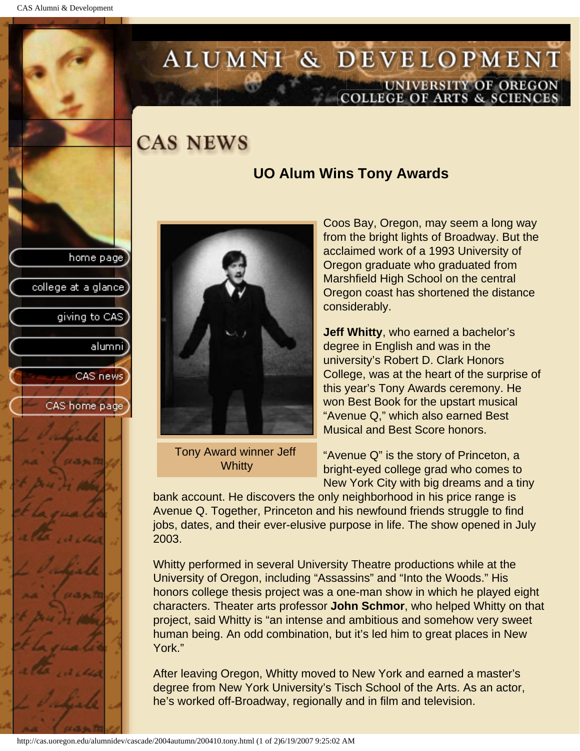# CAS NEWS

## UO Alum Wins Tony Awards

Tony Award winner Jeff Whitty

Coos Bay, Oregon, may seem a long way from the bright lights of Broadway. But the acclaimed work of a 1993 University of Oregon graduate who graduated from Marshfield High School on the central Oregon coast has shortened the distance considerably.

**Jeff Whitty**, who earned a bachelor's degree in English and was in the university's Robert D. Clark Honors College, was at the heart of the surprise of this year's Tony Awards ceremony. He won Best Book for the upstart musical "Avenue Q," which also earned Best Musical and Best Score honors.

"Avenue Q" is the story of Princeton, a bright-eyed college grad who comes to New York City with big dreams and a tiny bank account. He discovers the only neighborhood in his price range is Avenue Q. Together, Princeton and his newfound friends struggle to find jobs, dates, and their ever-elusive purpose in life. The show opened in July 2003.

Whitty performed in several University Theatre productions while at the University of Oregon, including "Assassins" and "Into the Woods." His honors college thesis project was a one-man show in which he played eight characters. Theater arts professor **John Schmor**, who helped Whitty on that project, said Whitty is "an intense and ambitious and somehow very sweet human being. An odd combination, but it's led him to great places in New York."

After leaving Oregon, Whitty moved to New York and earned a master's degree from New York University's Tisch School of the Arts. As an actor, he's worked off-Broadway, regionally and in film and television.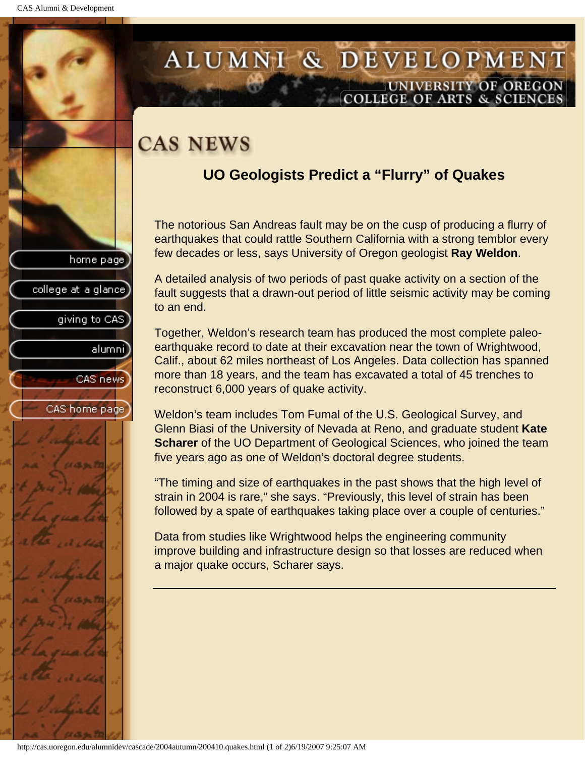# CAS NEWS

## UO Geologists Predict a "Flurry" of Quakes

The notorious San Andreas fault may be on the cusp of producing a flurry of earthquakes that could rattle Southern California with a strong temblor every few decades or less, says University of Oregon geologist **Ray Weldon**.

A detailed analysis of two periods of past quake activity on a section of the fault suggests that a drawn-out period of little seismic activity may be coming to an end.

Together, Weldon's research team has produced the most complete paleo-earthquake record to date at their excavation near the town of Wrightwood, Calif., about 62 miles northeast of Los Angeles. Data collection has spanned more than 18 years, and the team has excavated a total of 45 trenches to reconstruct 6,000 years of quake activity.

Weldon's team includes Tom Fumal of the U.S. Geological Survey, and Glenn Biasi of the University of Nevada at Reno, and graduate student **Kate Scharer** of the UO Department of Geological Sciences, who joined the team five years ago as one of Weldon's doctoral degree students.

"The timing and size of earthquakes in the past shows that the high level of strain in 2004 is rare," she says. "Previously, this level of strain has been followed by a spate of earthquakes taking place over a couple of centuries."

Data from studies like Wrightwood helps the engineering community improve building and infrastructure design so that losses are reduced when a major quake occurs, Scharer says.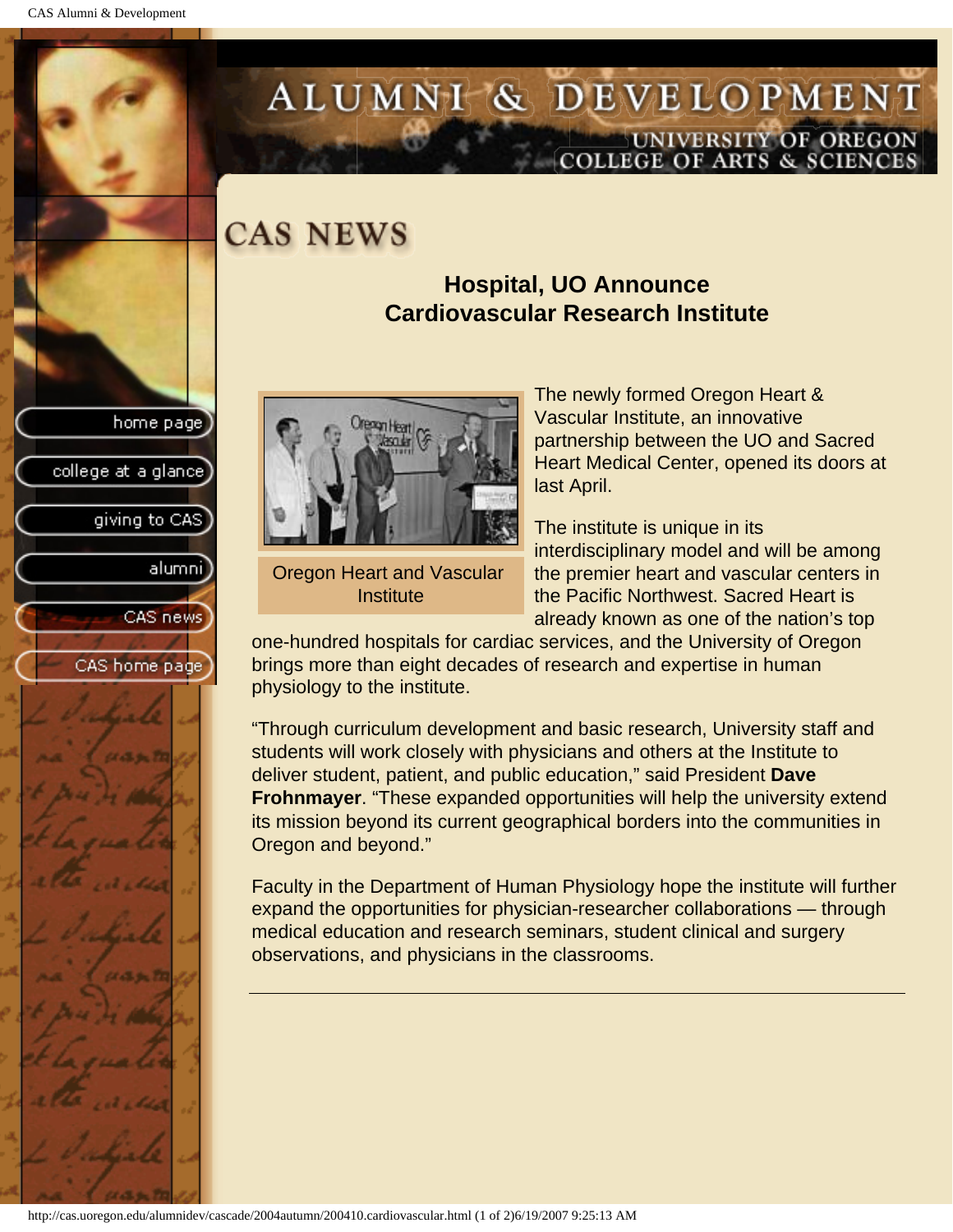# CAS NEWS

## Hospital, UO Announce Cardiovascular Research Institute

Oregon Heart and Vascular Institute

The newly formed Oregon Heart & Vascular Institute, an innovative partnership between the UO and Sacred Heart Medical Center, opened its doors at last April.

The institute is unique in its interdisciplinary model and will be among the premier heart and vascular centers in the Pacific Northwest. Sacred Heart is already known as one of the nation's top one-hundred hospitals for cardiac services, and the University of Oregon brings more than eight decades of research and expertise in human physiology to the institute.

"Through curriculum development and basic research, University staff and students will work closely with physicians and others at the Institute to deliver student, patient, and public education," said President **Dave Frohnmayer**. "These expanded opportunities will help the university extend its mission beyond its current geographical borders into the communities in Oregon and beyond."

Faculty in the Department of Human Physiology hope the institute will further expand the opportunities for physician-researcher collaborations — through medical education and research seminars, student clinical and surgery observations, and physicians in the classrooms.

---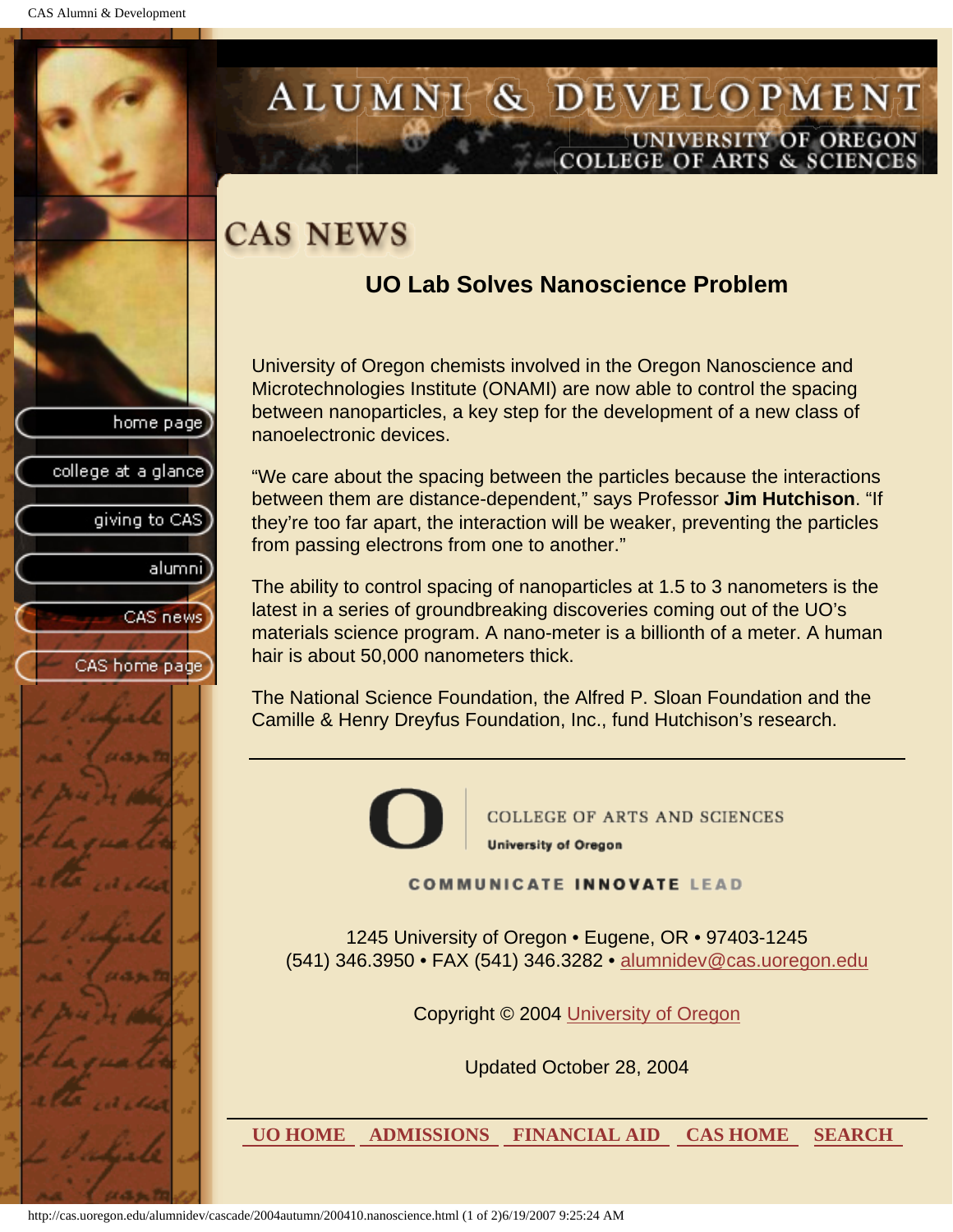# ALUMNI & DEVELOPMENT

UNIVERSITY OF OREGON
COLLEGE OF ARTS & SCIENCES

- home page
- college at a glance
- giving to CAS
- alumni
- CAS news
- CAS home page

## CAS NEWS

### UO Lab Solves Nanoscience Problem

University of Oregon chemists involved in the Oregon Nanoscience and Microtechnologies Institute (ONAMI) are now able to control the spacing between nanoparticles, a key step for the development of a new class of nanoelectronic devices.

“We care about the spacing between the particles because the interactions between them are distance-dependent,” says Professor **Jim Hutchison**. “If they’re too far apart, the interaction will be weaker, preventing the particles from passing electrons from one to another.”

The ability to control spacing of nanoparticles at 1.5 to 3 nanometers is the latest in a series of groundbreaking discoveries coming out of the UO’s materials science program. A nano-meter is a billionth of a meter. A human hair is about 50,000 nanometers thick.

The National Science Foundation, the Alfred P. Sloan Foundation and the Camille & Henry Dreyfus Foundation, Inc., fund Hutchison’s research.

---

COLLEGE OF ARTS AND SCIENCES
University of Oregon

COMMUNICATE INNOVATE LEAD

1245 University of Oregon • Eugene, OR • 97403-1245
(541) 346.3950 • FAX (541) 346.3282 • alumnidev@cas.uoregon.edu

Copyright © 2004 University of Oregon

Updated October 28, 2004

---

UO HOME | ADMISSIONS | FINANCIAL AID | CAS HOME | SEARCH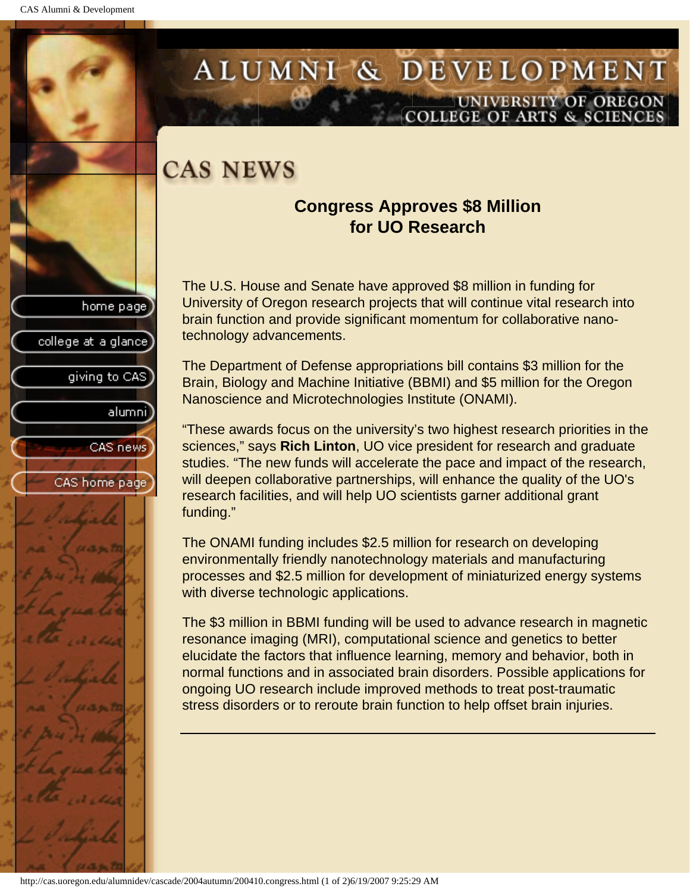# CAS NEWS

## Congress Approves $8 Million for UO Research

The U.S. House and Senate have approved $8 million in funding for University of Oregon research projects that will continue vital research into brain function and provide significant momentum for collaborative nano-technology advancements.

The Department of Defense appropriations bill contains $3 million for the Brain, Biology and Machine Initiative (BBMI) and $5 million for the Oregon Nanoscience and Microtechnologies Institute (ONAMI).

“These awards focus on the university’s two highest research priorities in the sciences,” says **Rich Linton**, UO vice president for research and graduate studies. “The new funds will accelerate the pace and impact of the research, will deepen collaborative partnerships, will enhance the quality of the UO's research facilities, and will help UO scientists garner additional grant funding.”

The ONAMI funding includes $2.5 million for research on developing environmentally friendly nanotechnology materials and manufacturing processes and $2.5 million for development of miniaturized energy systems with diverse technologic applications.

The $3 million in BBMI funding will be used to advance research in magnetic resonance imaging (MRI), computational science and genetics to better elucidate the factors that influence learning, memory and behavior, both in normal functions and in associated brain disorders. Possible applications for ongoing UO research include improved methods to treat post-traumatic stress disorders or to reroute brain function to help offset brain injuries.

---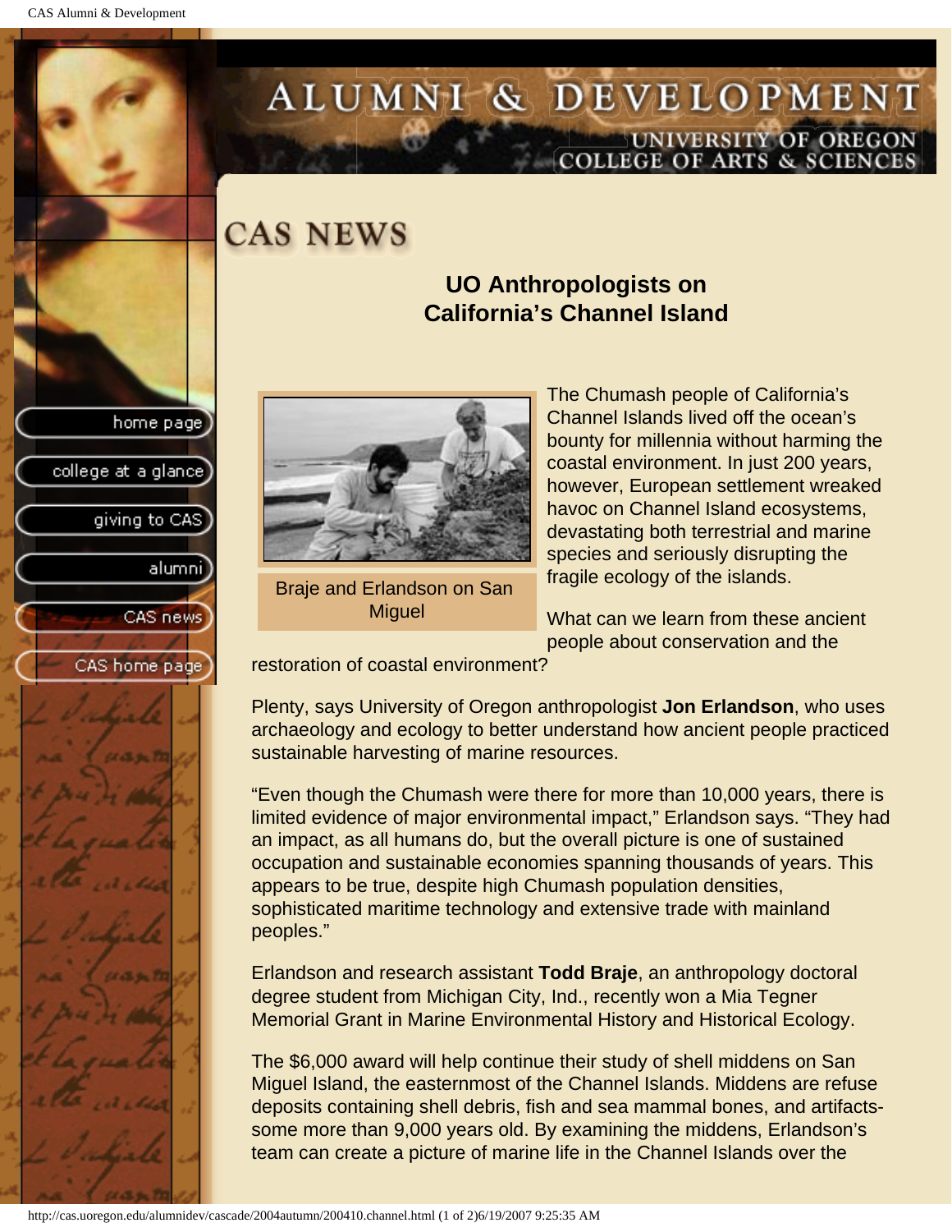# CAS NEWS

## UO Anthropologists on California's Channel Island

Braje and Erlandson on San Miguel

The Chumash people of California's Channel Islands lived off the ocean's bounty for millennia without harming the coastal environment. In just 200 years, however, European settlement wreaked havoc on Channel Island ecosystems, devastating both terrestrial and marine species and seriously disrupting the fragile ecology of the islands.

What can we learn from these ancient people about conservation and the restoration of coastal environment?

Plenty, says University of Oregon anthropologist **Jon Erlandson**, who uses archaeology and ecology to better understand how ancient people practiced sustainable harvesting of marine resources.

"Even though the Chumash were there for more than 10,000 years, there is limited evidence of major environmental impact," Erlandson says. "They had an impact, as all humans do, but the overall picture is one of sustained occupation and sustainable economies spanning thousands of years. This appears to be true, despite high Chumash population densities, sophisticated maritime technology and extensive trade with mainland peoples."

Erlandson and research assistant **Todd Braje**, an anthropology doctoral degree student from Michigan City, Ind., recently won a Mia Tegner Memorial Grant in Marine Environmental History and Historical Ecology.

The $6,000 award will help continue their study of shell middens on San Miguel Island, the easternmost of the Channel Islands. Middens are refuse deposits containing shell debris, fish and sea mammal bones, and artifacts-some more than 9,000 years old. By examining the middens, Erlandson's team can create a picture of marine life in the Channel Islands over the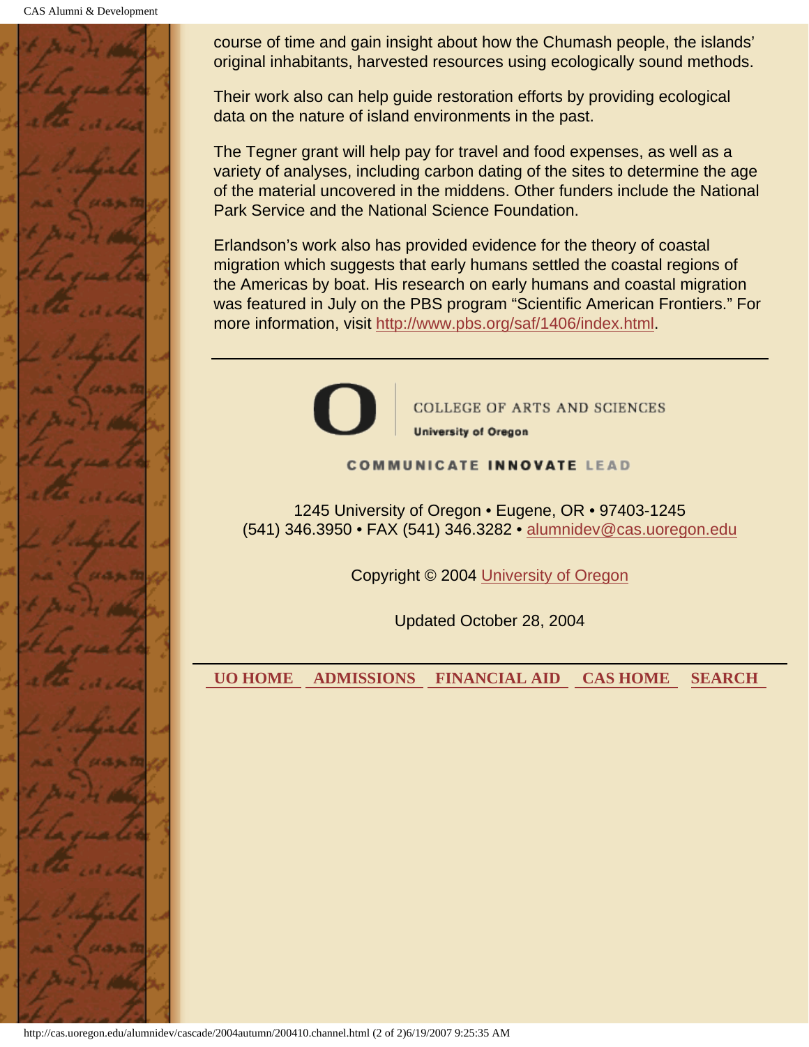course of time and gain insight about how the Chumash people, the islands' original inhabitants, harvested resources using ecologically sound methods.

Their work also can help guide restoration efforts by providing ecological data on the nature of island environments in the past.

The Tegner grant will help pay for travel and food expenses, as well as a variety of analyses, including carbon dating of the sites to determine the age of the material uncovered in the middens. Other funders include the National Park Service and the National Science Foundation.

Erlandson's work also has provided evidence for the theory of coastal migration which suggests that early humans settled the coastal regions of the Americas by boat. His research on early humans and coastal migration was featured in July on the PBS program "Scientific American Frontiers." For more information, visit http://www.pbs.org/saf/1406/index.html.

---

COLLEGE OF ARTS AND SCIENCES
University of Oregon

COMMUNICATE INNOVATE LEAD

1245 University of Oregon • Eugene, OR • 97403-1245
(541) 346.3950 • FAX (541) 346.3282 • alumnidev@cas.uoregon.edu

Copyright © 2004 University of Oregon

Updated October 28, 2004

---

UO HOME | ADMISSIONS | FINANCIAL AID | CAS HOME | SEARCH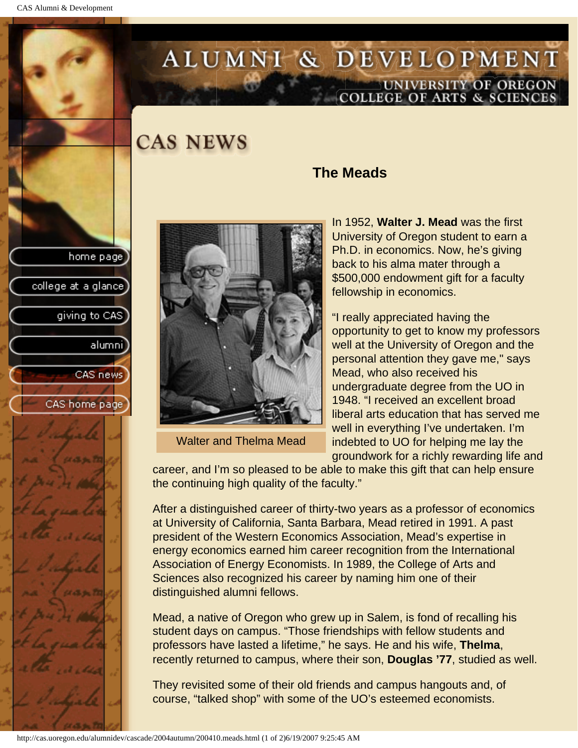# CAS NEWS

## The Meads

Walter and Thelma Mead

In 1952, **Walter J. Mead** was the first University of Oregon student to earn a Ph.D. in economics. Now, he's giving back to his alma mater through a $500,000 endowment gift for a faculty fellowship in economics.

"I really appreciated having the opportunity to get to know my professors well at the University of Oregon and the personal attention they gave me," says Mead, who also received his undergraduate degree from the UO in 1948. "I received an excellent broad liberal arts education that has served me well in everything I've undertaken. I'm indebted to UO for helping me lay the groundwork for a richly rewarding life and career, and I'm so pleased to be able to make this gift that can help ensure the continuing high quality of the faculty."

After a distinguished career of thirty-two years as a professor of economics at University of California, Santa Barbara, Mead retired in 1991. A past president of the Western Economics Association, Mead's expertise in energy economics earned him career recognition from the International Association of Energy Economists. In 1989, the College of Arts and Sciences also recognized his career by naming him one of their distinguished alumni fellows.

Mead, a native of Oregon who grew up in Salem, is fond of recalling his student days on campus. "Those friendships with fellow students and professors have lasted a lifetime," he says. He and his wife, **Thelma**, recently returned to campus, where their son, **Douglas '77**, studied as well.

They revisited some of their old friends and campus hangouts and, of course, "talked shop" with some of the UO's esteemed economists.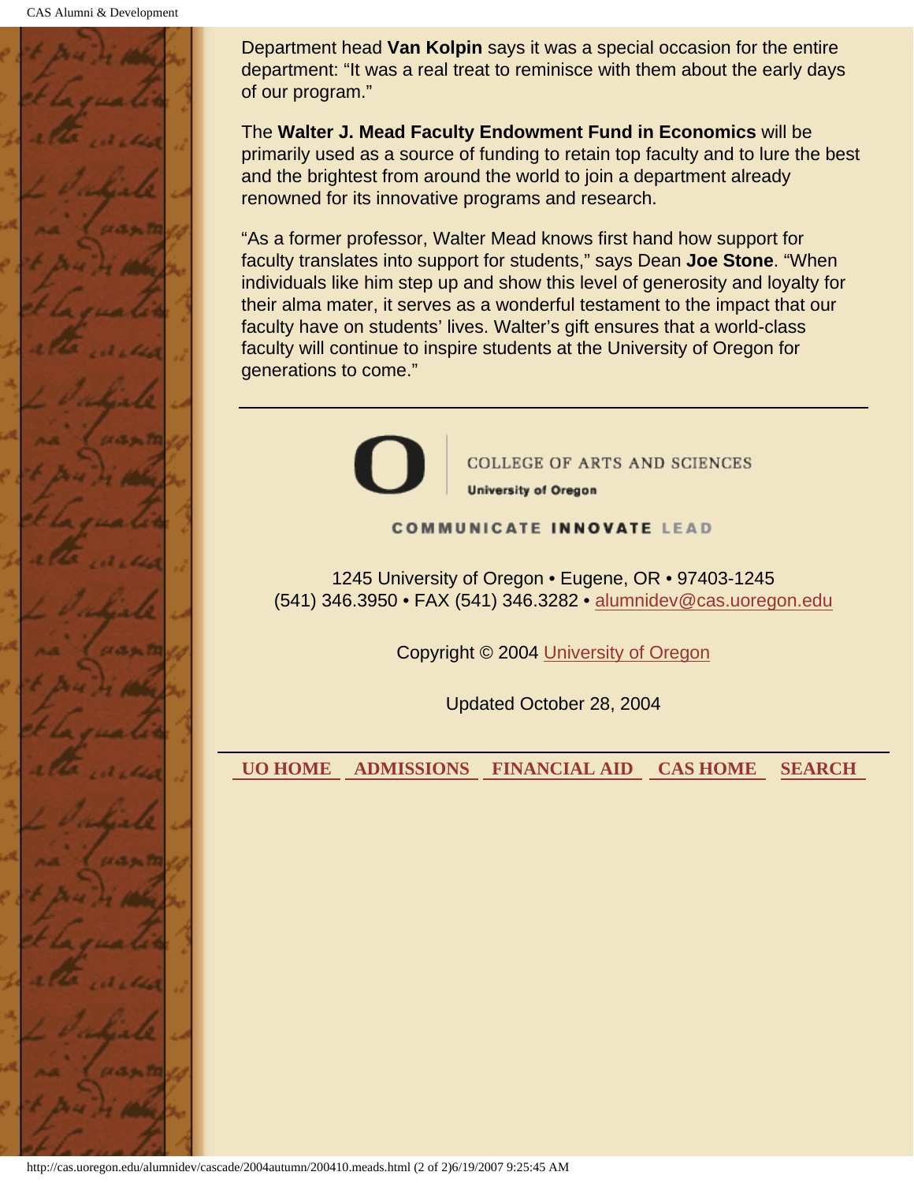Department head **Van Kolpin** says it was a special occasion for the entire department: "It was a real treat to reminisce with them about the early days of our program."

The **Walter J. Mead Faculty Endowment Fund in Economics** will be primarily used as a source of funding to retain top faculty and to lure the best and the brightest from around the world to join a department already renowned for its innovative programs and research.

"As a former professor, Walter Mead knows first hand how support for faculty translates into support for students," says Dean **Joe Stone**. "When individuals like him step up and show this level of generosity and loyalty for their alma mater, it serves as a wonderful testament to the impact that our faculty have on students' lives. Walter's gift ensures that a world-class faculty will continue to inspire students at the University of Oregon for generations to come."

---

COLLEGE OF ARTS AND SCIENCES
University of Oregon

COMMUNICATE INNOVATE LEAD

1245 University of Oregon • Eugene, OR • 97403-1245
(541) 346.3950 • FAX (541) 346.3282 • alumnidev@cas.uoregon.edu

Copyright © 2004 University of Oregon

Updated October 28, 2004

---

UO HOME ADMISSIONS FINANCIAL AID CAS HOME SEARCH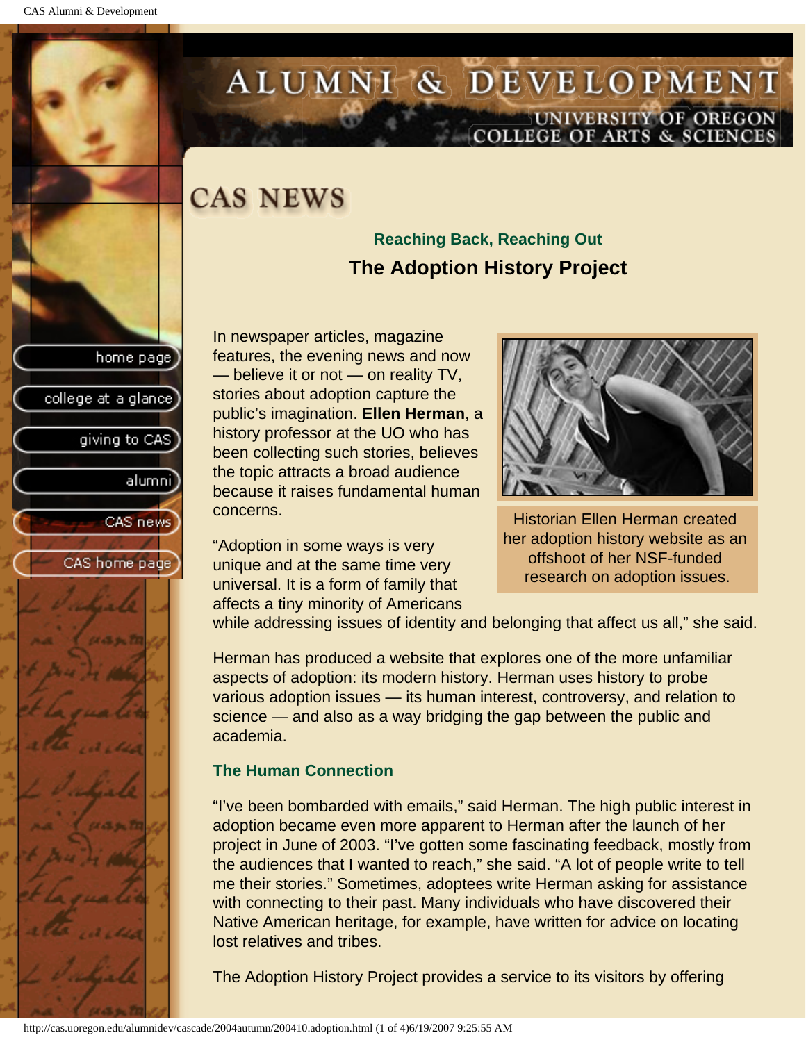# CAS NEWS

### Reaching Back, Reaching Out

## The Adoption History Project

In newspaper articles, magazine features, the evening news and now — believe it or not — on reality TV, stories about adoption capture the public's imagination. **Ellen Herman**, a history professor at the UO who has been collecting such stories, believes the topic attracts a broad audience because it raises fundamental human concerns.

Historian Ellen Herman created her adoption history website as an offshoot of her NSF-funded research on adoption issues.

"Adoption in some ways is very unique and at the same time very universal. It is a form of family that affects a tiny minority of Americans while addressing issues of identity and belonging that affect us all," she said.

Herman has produced a website that explores one of the more unfamiliar aspects of adoption: its modern history. Herman uses history to probe various adoption issues — its human interest, controversy, and relation to science — and also as a way bridging the gap between the public and academia.

### The Human Connection

"I've been bombarded with emails," said Herman. The high public interest in adoption became even more apparent to Herman after the launch of her project in June of 2003. "I've gotten some fascinating feedback, mostly from the audiences that I wanted to reach," she said. "A lot of people write to tell me their stories." Sometimes, adoptees write Herman asking for assistance with connecting to their past. Many individuals who have discovered their Native American heritage, for example, have written for advice on locating lost relatives and tribes.

The Adoption History Project provides a service to its visitors by offering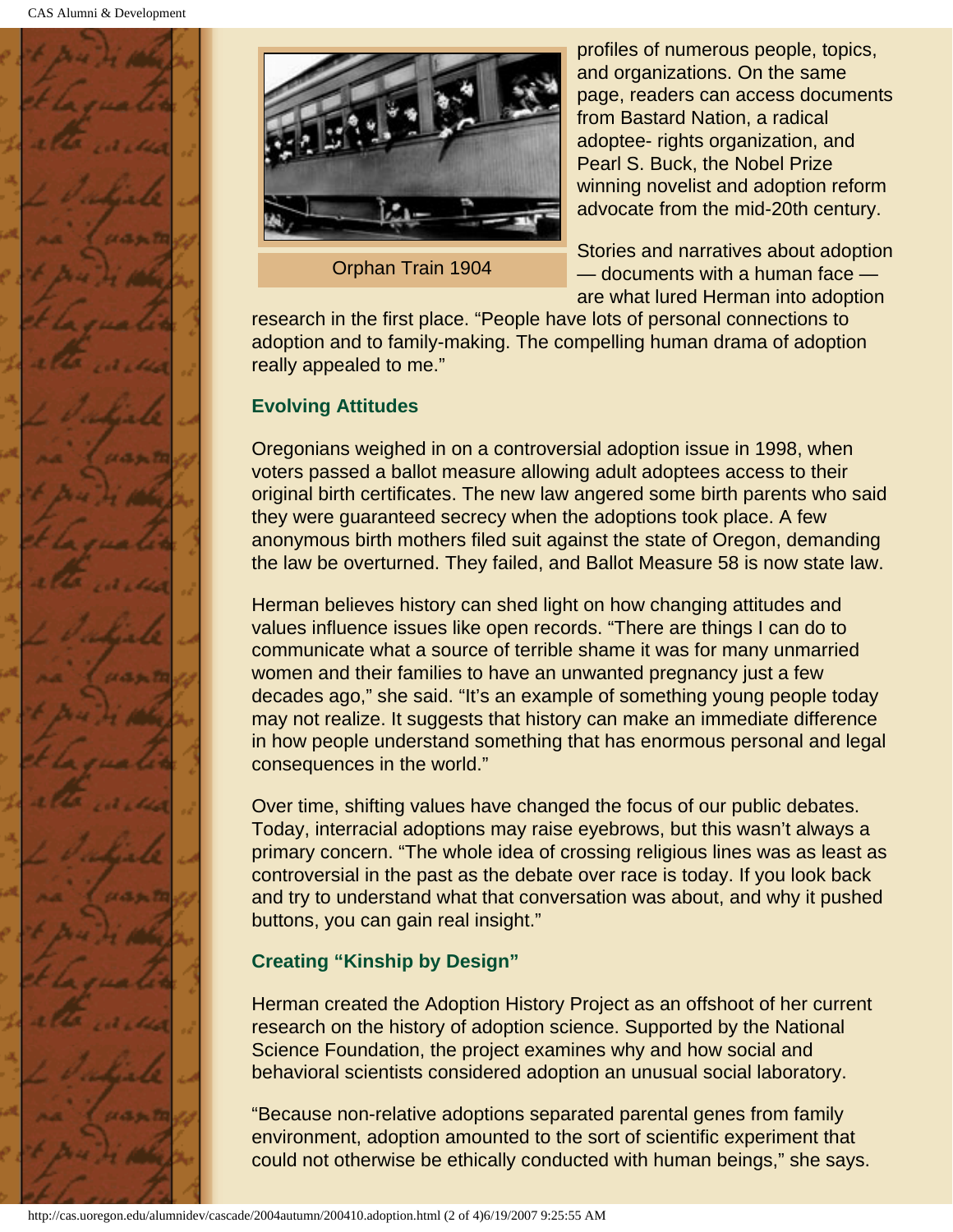Orphan Train 1904

profiles of numerous people, topics, and organizations. On the same page, readers can access documents from Bastard Nation, a radical adoptee- rights organization, and Pearl S. Buck, the Nobel Prize winning novelist and adoption reform advocate from the mid-20th century.

Stories and narratives about adoption — documents with a human face — are what lured Herman into adoption research in the first place. “People have lots of personal connections to adoption and to family-making. The compelling human drama of adoption really appealed to me.”

### Evolving Attitudes

Oregonians weighed in on a controversial adoption issue in 1998, when voters passed a ballot measure allowing adult adoptees access to their original birth certificates. The new law angered some birth parents who said they were guaranteed secrecy when the adoptions took place. A few anonymous birth mothers filed suit against the state of Oregon, demanding the law be overturned. They failed, and Ballot Measure 58 is now state law.

Herman believes history can shed light on how changing attitudes and values influence issues like open records. “There are things I can do to communicate what a source of terrible shame it was for many unmarried women and their families to have an unwanted pregnancy just a few decades ago,” she said. “It’s an example of something young people today may not realize. It suggests that history can make an immediate difference in how people understand something that has enormous personal and legal consequences in the world.”

Over time, shifting values have changed the focus of our public debates. Today, interracial adoptions may raise eyebrows, but this wasn’t always a primary concern. “The whole idea of crossing religious lines was as least as controversial in the past as the debate over race is today. If you look back and try to understand what that conversation was about, and why it pushed buttons, you can gain real insight.”

### Creating “Kinship by Design”

Herman created the Adoption History Project as an offshoot of her current research on the history of adoption science. Supported by the National Science Foundation, the project examines why and how social and behavioral scientists considered adoption an unusual social laboratory.

“Because non-relative adoptions separated parental genes from family environment, adoption amounted to the sort of scientific experiment that could not otherwise be ethically conducted with human beings,” she says.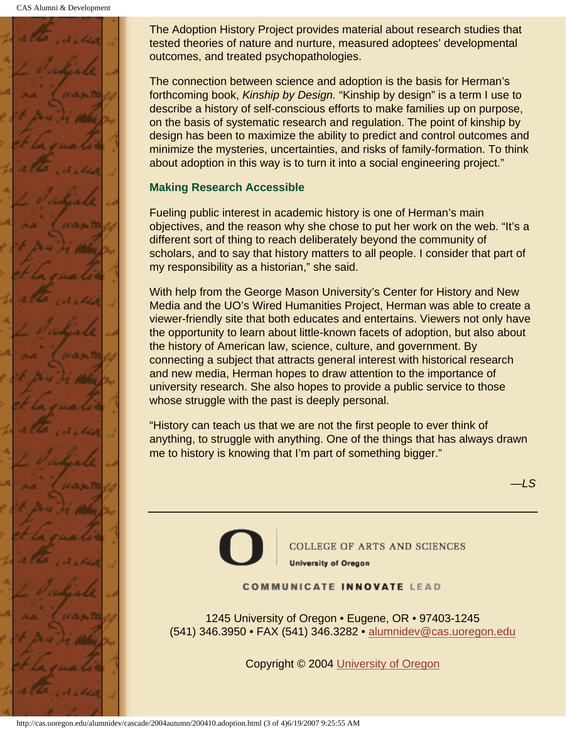The Adoption History Project provides material about research studies that tested theories of nature and nurture, measured adoptees' developmental outcomes, and treated psychopathologies.

The connection between science and adoption is the basis for Herman's forthcoming book, *Kinship by Design.* "Kinship by design" is a term I use to describe a history of self-conscious efforts to make families up on purpose, on the basis of systematic research and regulation. The point of kinship by design has been to maximize the ability to predict and control outcomes and minimize the mysteries, uncertainties, and risks of family-formation. To think about adoption in this way is to turn it into a social engineering project."

### Making Research Accessible

Fueling public interest in academic history is one of Herman's main objectives, and the reason why she chose to put her work on the web. "It's a different sort of thing to reach deliberately beyond the community of scholars, and to say that history matters to all people. I consider that part of my responsibility as a historian," she said.

With help from the George Mason University's Center for History and New Media and the UO's Wired Humanities Project, Herman was able to create a viewer-friendly site that both educates and entertains. Viewers not only have the opportunity to learn about little-known facets of adoption, but also about the history of American law, science, culture, and government. By connecting a subject that attracts general interest with historical research and new media, Herman hopes to draw attention to the importance of university research. She also hopes to provide a public service to those whose struggle with the past is deeply personal.

"History can teach us that we are not the first people to ever think of anything, to struggle with anything. One of the things that has always drawn me to history is knowing that I'm part of something bigger."

*—LS*

---

COLLEGE OF ARTS AND SCIENCES

**University of Oregon**

COMMUNICATE **INNOVATE** LEAD

1245 University of Oregon • Eugene, OR • 97403-1245
(541) 346.3950 • FAX (541) 346.3282 • alumnidev@cas.uoregon.edu

Copyright © 2004 University of Oregon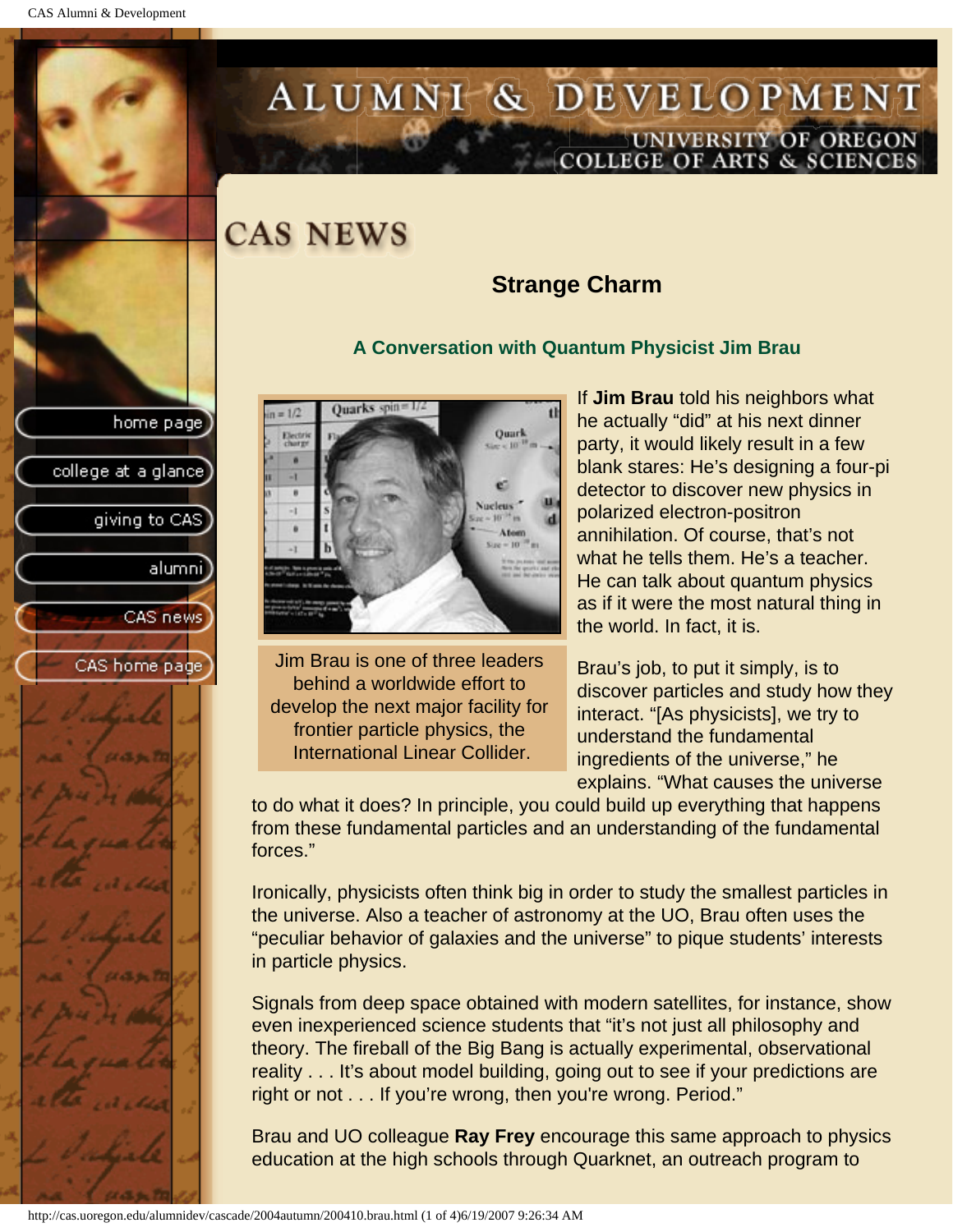# CAS NEWS

## Strange Charm

### A Conversation with Quantum Physicist Jim Brau

Jim Brau is one of three leaders behind a worldwide effort to develop the next major facility for frontier particle physics, the International Linear Collider.

If **Jim Brau** told his neighbors what he actually "did" at his next dinner party, it would likely result in a few blank stares: He's designing a four-pi detector to discover new physics in polarized electron-positron annihilation. Of course, that's not what he tells them. He's a teacher. He can talk about quantum physics as if it were the most natural thing in the world. In fact, it is.

Brau's job, to put it simply, is to discover particles and study how they interact. "[As physicists], we try to understand the fundamental ingredients of the universe," he explains. "What causes the universe to do what it does? In principle, you could build up everything that happens from these fundamental particles and an understanding of the fundamental forces."

Ironically, physicists often think big in order to study the smallest particles in the universe. Also a teacher of astronomy at the UO, Brau often uses the "peculiar behavior of galaxies and the universe" to pique students' interests in particle physics.

Signals from deep space obtained with modern satellites, for instance, show even inexperienced science students that "it's not just all philosophy and theory. The fireball of the Big Bang is actually experimental, observational reality . . . It's about model building, going out to see if your predictions are right or not . . . If you're wrong, then you're wrong. Period."

Brau and UO colleague **Ray Frey** encourage this same approach to physics education at the high schools through Quarknet, an outreach program to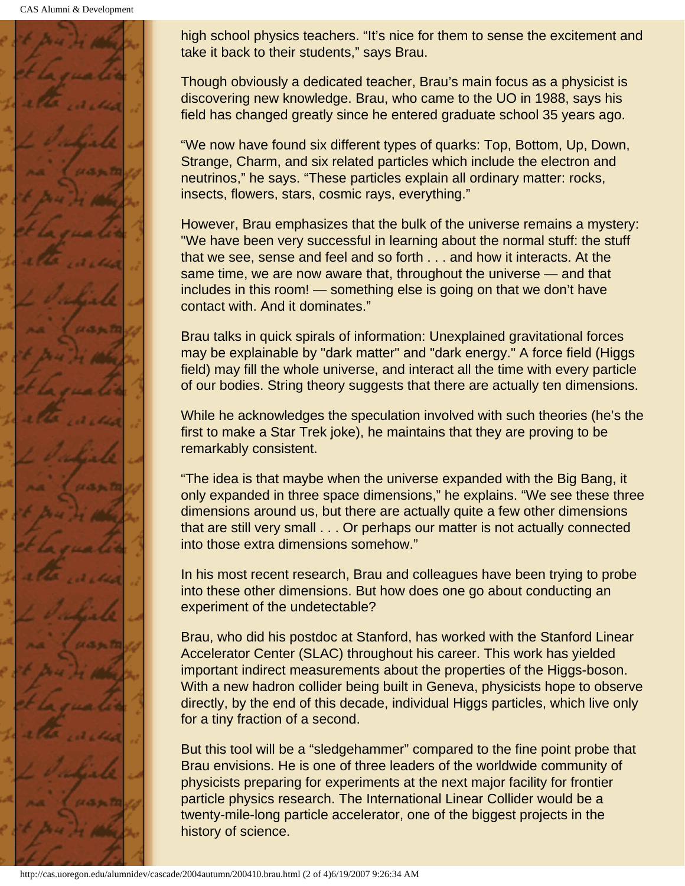high school physics teachers. “It’s nice for them to sense the excitement and take it back to their students,” says Brau.

Though obviously a dedicated teacher, Brau’s main focus as a physicist is discovering new knowledge. Brau, who came to the UO in 1988, says his field has changed greatly since he entered graduate school 35 years ago.

“We now have found six different types of quarks: Top, Bottom, Up, Down, Strange, Charm, and six related particles which include the electron and neutrinos,” he says. “These particles explain all ordinary matter: rocks, insects, flowers, stars, cosmic rays, everything.”

However, Brau emphasizes that the bulk of the universe remains a mystery: "We have been very successful in learning about the normal stuff: the stuff that we see, sense and feel and so forth . . . and how it interacts. At the same time, we are now aware that, throughout the universe — and that includes in this room! — something else is going on that we don’t have contact with. And it dominates.”

Brau talks in quick spirals of information: Unexplained gravitational forces may be explainable by "dark matter" and "dark energy." A force field (Higgs field) may fill the whole universe, and interact all the time with every particle of our bodies. String theory suggests that there are actually ten dimensions.

While he acknowledges the speculation involved with such theories (he’s the first to make a Star Trek joke), he maintains that they are proving to be remarkably consistent.

“The idea is that maybe when the universe expanded with the Big Bang, it only expanded in three space dimensions,” he explains. “We see these three dimensions around us, but there are actually quite a few other dimensions that are still very small . . . Or perhaps our matter is not actually connected into those extra dimensions somehow.”

In his most recent research, Brau and colleagues have been trying to probe into these other dimensions. But how does one go about conducting an experiment of the undetectable?

Brau, who did his postdoc at Stanford, has worked with the Stanford Linear Accelerator Center (SLAC) throughout his career. This work has yielded important indirect measurements about the properties of the Higgs-boson. With a new hadron collider being built in Geneva, physicists hope to observe directly, by the end of this decade, individual Higgs particles, which live only for a tiny fraction of a second.

But this tool will be a “sledgehammer” compared to the fine point probe that Brau envisions. He is one of three leaders of the worldwide community of physicists preparing for experiments at the next major facility for frontier particle physics research. The International Linear Collider would be a twenty-mile-long particle accelerator, one of the biggest projects in the history of science.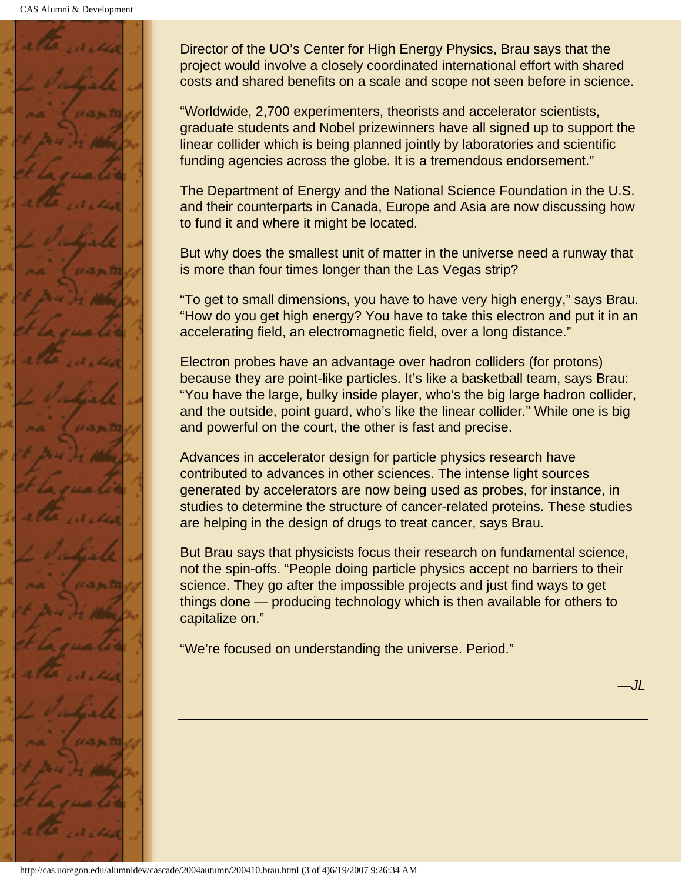Director of the UO's Center for High Energy Physics, Brau says that the project would involve a closely coordinated international effort with shared costs and shared benefits on a scale and scope not seen before in science.

"Worldwide, 2,700 experimenters, theorists and accelerator scientists, graduate students and Nobel prizewinners have all signed up to support the linear collider which is being planned jointly by laboratories and scientific funding agencies across the globe. It is a tremendous endorsement."

The Department of Energy and the National Science Foundation in the U.S. and their counterparts in Canada, Europe and Asia are now discussing how to fund it and where it might be located.

But why does the smallest unit of matter in the universe need a runway that is more than four times longer than the Las Vegas strip?

"To get to small dimensions, you have to have very high energy," says Brau. "How do you get high energy? You have to take this electron and put it in an accelerating field, an electromagnetic field, over a long distance."

Electron probes have an advantage over hadron colliders (for protons) because they are point-like particles. It's like a basketball team, says Brau: "You have the large, bulky inside player, who's the big large hadron collider, and the outside, point guard, who's like the linear collider." While one is big and powerful on the court, the other is fast and precise.

Advances in accelerator design for particle physics research have contributed to advances in other sciences. The intense light sources generated by accelerators are now being used as probes, for instance, in studies to determine the structure of cancer-related proteins. These studies are helping in the design of drugs to treat cancer, says Brau.

But Brau says that physicists focus their research on fundamental science, not the spin-offs. "People doing particle physics accept no barriers to their science. They go after the impossible projects and just find ways to get things done — producing technology which is then available for others to capitalize on."

"We're focused on understanding the universe. Period."

*—JL*

---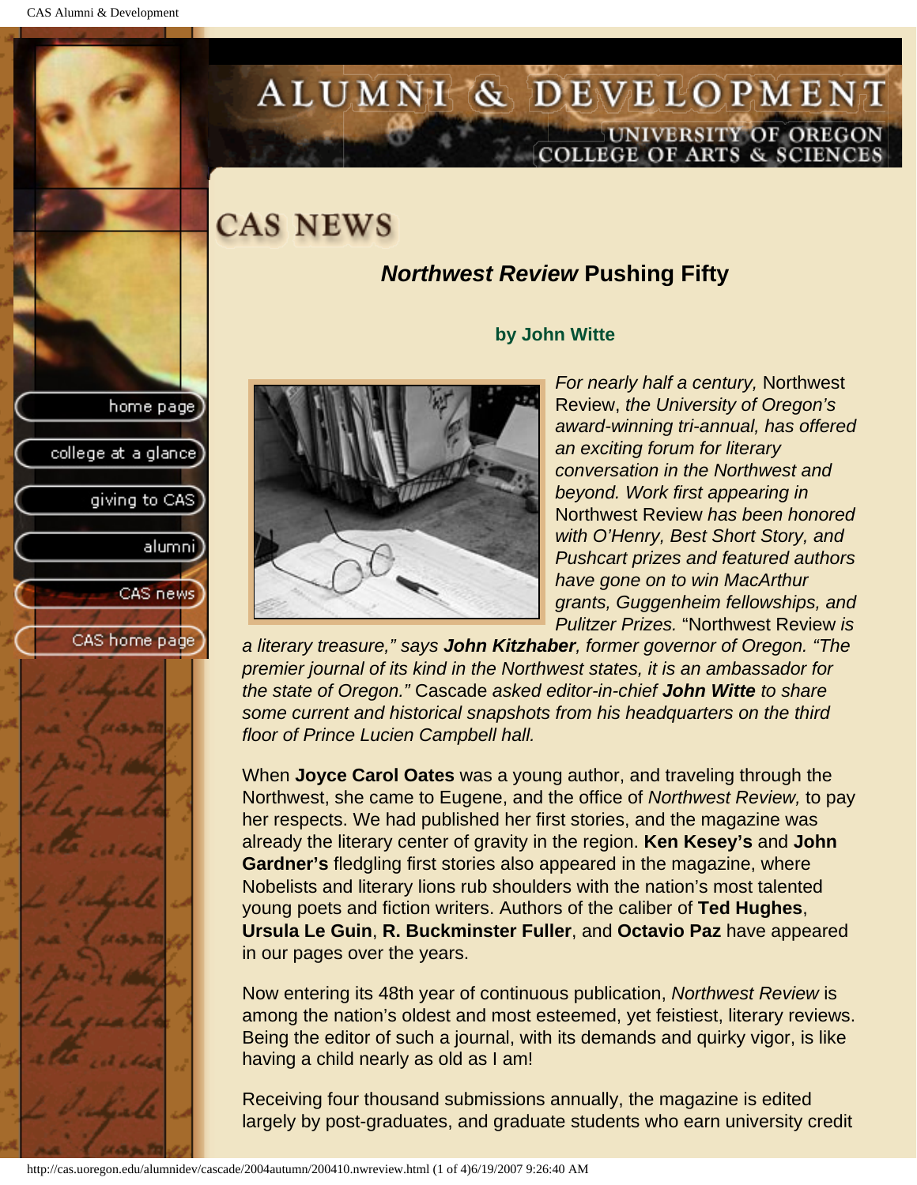# CAS NEWS

## *Northwest Review* Pushing Fifty

**by John Witte**

*For nearly half a century,* Northwest Review, *the University of Oregon's award-winning tri-annual, has offered an exciting forum for literary conversation in the Northwest and beyond. Work first appearing in* Northwest Review *has been honored with O'Henry, Best Short Story, and Pushcart prizes and featured authors have gone on to win MacArthur grants, Guggenheim fellowships, and Pulitzer Prizes.* "Northwest Review *is a literary treasure," says* ***John Kitzhaber****, former governor of Oregon. "The premier journal of its kind in the Northwest states, it is an ambassador for the state of Oregon."* Cascade *asked editor-in-chief* ***John Witte*** *to share some current and historical snapshots from his headquarters on the third floor of Prince Lucien Campbell hall.*

When **Joyce Carol Oates** was a young author, and traveling through the Northwest, she came to Eugene, and the office of *Northwest Review,* to pay her respects. We had published her first stories, and the magazine was already the literary center of gravity in the region. **Ken Kesey's** and **John Gardner's** fledgling first stories also appeared in the magazine, where Nobelists and literary lions rub shoulders with the nation's most talented young poets and fiction writers. Authors of the caliber of **Ted Hughes**, **Ursula Le Guin**, **R. Buckminster Fuller**, and **Octavio Paz** have appeared in our pages over the years.

Now entering its 48th year of continuous publication, *Northwest Review* is among the nation's oldest and most esteemed, yet feistiest, literary reviews. Being the editor of such a journal, with its demands and quirky vigor, is like having a child nearly as old as I am!

Receiving four thousand submissions annually, the magazine is edited largely by post-graduates, and graduate students who earn university credit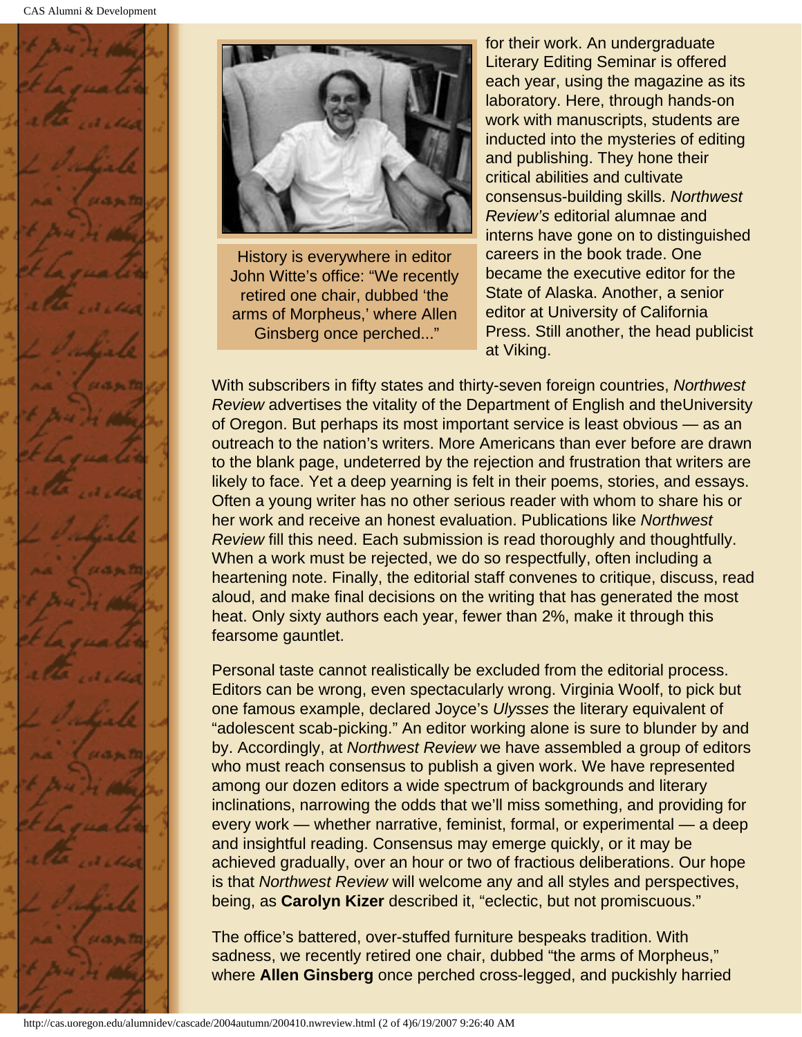History is everywhere in editor John Witte's office: "We recently retired one chair, dubbed 'the arms of Morpheus,' where Allen Ginsberg once perched..."

for their work. An undergraduate Literary Editing Seminar is offered each year, using the magazine as its laboratory. Here, through hands-on work with manuscripts, students are inducted into the mysteries of editing and publishing. They hone their critical abilities and cultivate consensus-building skills. *Northwest Review's* editorial alumnae and interns have gone on to distinguished careers in the book trade. One became the executive editor for the State of Alaska. Another, a senior editor at University of California Press. Still another, the head publicist at Viking.

With subscribers in fifty states and thirty-seven foreign countries, *Northwest Review* advertises the vitality of the Department of English and theUniversity of Oregon. But perhaps its most important service is least obvious — as an outreach to the nation's writers. More Americans than ever before are drawn to the blank page, undeterred by the rejection and frustration that writers are likely to face. Yet a deep yearning is felt in their poems, stories, and essays. Often a young writer has no other serious reader with whom to share his or her work and receive an honest evaluation. Publications like *Northwest Review* fill this need. Each submission is read thoroughly and thoughtfully. When a work must be rejected, we do so respectfully, often including a heartening note. Finally, the editorial staff convenes to critique, discuss, read aloud, and make final decisions on the writing that has generated the most heat. Only sixty authors each year, fewer than 2%, make it through this fearsome gauntlet.

Personal taste cannot realistically be excluded from the editorial process. Editors can be wrong, even spectacularly wrong. Virginia Woolf, to pick but one famous example, declared Joyce's *Ulysses* the literary equivalent of "adolescent scab-picking." An editor working alone is sure to blunder by and by. Accordingly, at *Northwest Review* we have assembled a group of editors who must reach consensus to publish a given work. We have represented among our dozen editors a wide spectrum of backgrounds and literary inclinations, narrowing the odds that we'll miss something, and providing for every work — whether narrative, feminist, formal, or experimental — a deep and insightful reading. Consensus may emerge quickly, or it may be achieved gradually, over an hour or two of fractious deliberations. Our hope is that *Northwest Review* will welcome any and all styles and perspectives, being, as **Carolyn Kizer** described it, "eclectic, but not promiscuous."

The office's battered, over-stuffed furniture bespeaks tradition. With sadness, we recently retired one chair, dubbed "the arms of Morpheus," where **Allen Ginsberg** once perched cross-legged, and puckishly harried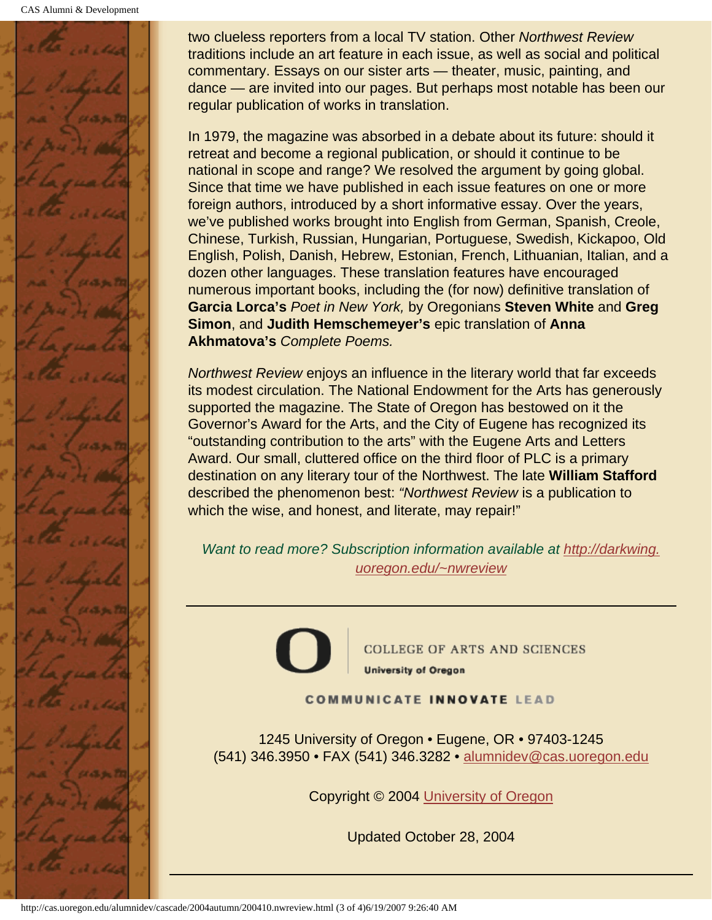two clueless reporters from a local TV station. Other *Northwest Review* traditions include an art feature in each issue, as well as social and political commentary. Essays on our sister arts — theater, music, painting, and dance — are invited into our pages. But perhaps most notable has been our regular publication of works in translation.

In 1979, the magazine was absorbed in a debate about its future: should it retreat and become a regional publication, or should it continue to be national in scope and range? We resolved the argument by going global. Since that time we have published in each issue features on one or more foreign authors, introduced by a short informative essay. Over the years, we've published works brought into English from German, Spanish, Creole, Chinese, Turkish, Russian, Hungarian, Portuguese, Swedish, Kickapoo, Old English, Polish, Danish, Hebrew, Estonian, French, Lithuanian, Italian, and a dozen other languages. These translation features have encouraged numerous important books, including the (for now) definitive translation of **Garcia Lorca's** *Poet in New York,* by Oregonians **Steven White** and **Greg Simon**, and **Judith Hemschemeyer's** epic translation of **Anna Akhmatova's** *Complete Poems.*

*Northwest Review* enjoys an influence in the literary world that far exceeds its modest circulation. The National Endowment for the Arts has generously supported the magazine. The State of Oregon has bestowed on it the Governor's Award for the Arts, and the City of Eugene has recognized its "outstanding contribution to the arts" with the Eugene Arts and Letters Award. Our small, cluttered office on the third floor of PLC is a primary destination on any literary tour of the Northwest. The late **William Stafford** described the phenomenon best: "*Northwest Review* is a publication to which the wise, and honest, and literate, may repair!"

*Want to read more? Subscription information available at* [http://darkwing.uoregon.edu/~nwreview](http://darkwing.uoregon.edu/~nwreview)

---

COLLEGE OF ARTS AND SCIENCES
University of Oregon

COMMUNICATE INNOVATE LEAD

1245 University of Oregon • Eugene, OR • 97403-1245
(541) 346.3950 • FAX (541) 346.3282 • alumnidev@cas.uoregon.edu

Copyright © 2004 University of Oregon

Updated October 28, 2004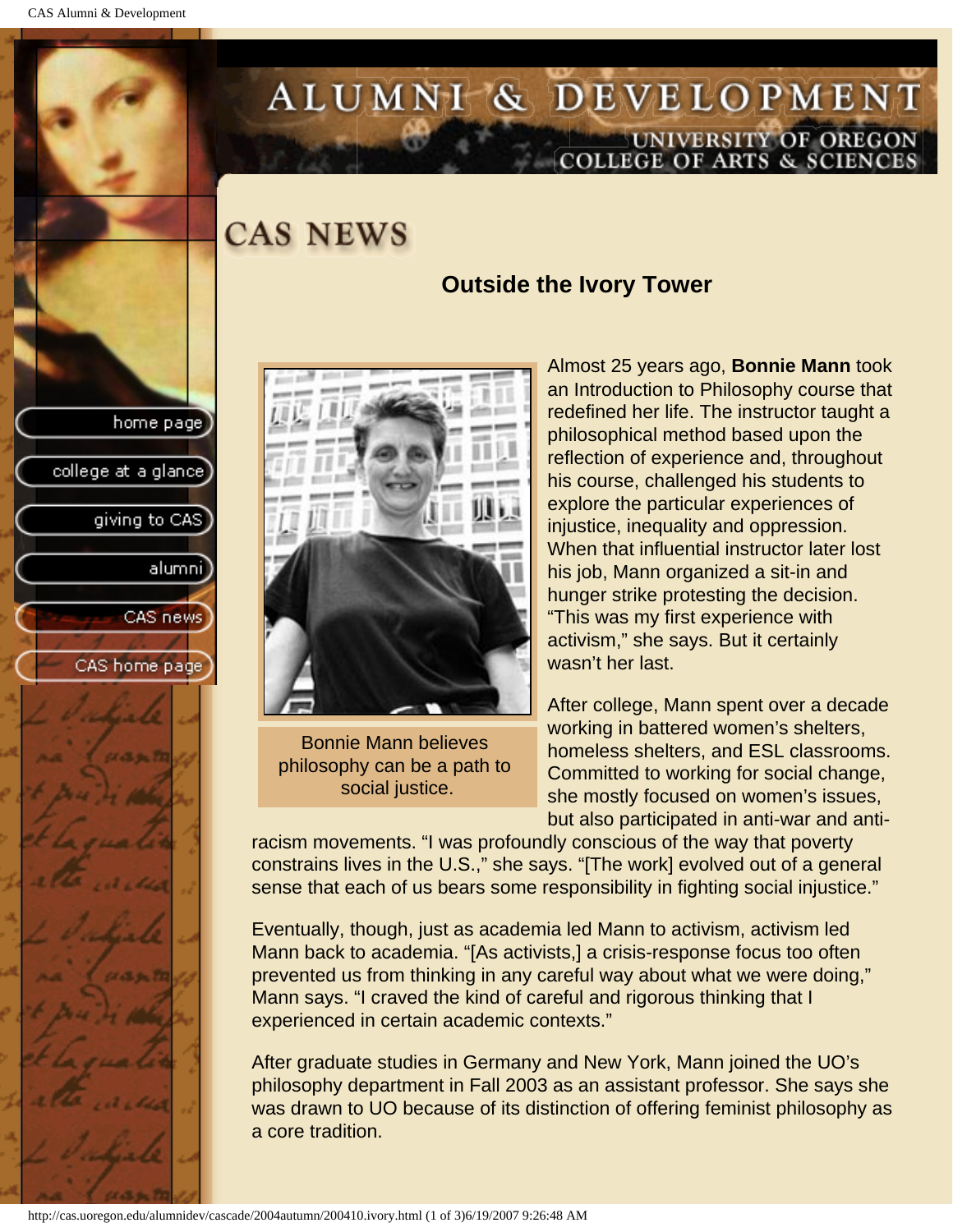# CAS NEWS

## Outside the Ivory Tower

Bonnie Mann believes philosophy can be a path to social justice.

Almost 25 years ago, **Bonnie Mann** took an Introduction to Philosophy course that redefined her life. The instructor taught a philosophical method based upon the reflection of experience and, throughout his course, challenged his students to explore the particular experiences of injustice, inequality and oppression. When that influential instructor later lost his job, Mann organized a sit-in and hunger strike protesting the decision. "This was my first experience with activism," she says. But it certainly wasn't her last.

After college, Mann spent over a decade working in battered women's shelters, homeless shelters, and ESL classrooms. Committed to working for social change, she mostly focused on women's issues, but also participated in anti-war and anti-racism movements. "I was profoundly conscious of the way that poverty constrains lives in the U.S.," she says. "[The work] evolved out of a general sense that each of us bears some responsibility in fighting social injustice."

Eventually, though, just as academia led Mann to activism, activism led Mann back to academia. "[As activists,] a crisis-response focus too often prevented us from thinking in any careful way about what we were doing," Mann says. "I craved the kind of careful and rigorous thinking that I experienced in certain academic contexts."

After graduate studies in Germany and New York, Mann joined the UO's philosophy department in Fall 2003 as an assistant professor. She says she was drawn to UO because of its distinction of offering feminist philosophy as a core tradition.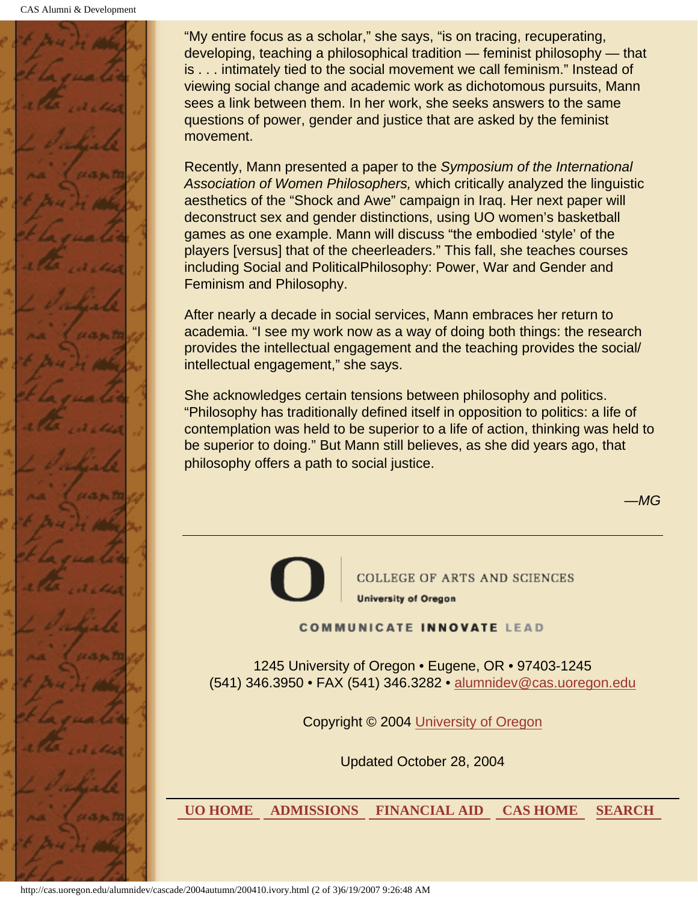"My entire focus as a scholar," she says, "is on tracing, recuperating, developing, teaching a philosophical tradition — feminist philosophy — that is . . . intimately tied to the social movement we call feminism." Instead of viewing social change and academic work as dichotomous pursuits, Mann sees a link between them. In her work, she seeks answers to the same questions of power, gender and justice that are asked by the feminist movement.

Recently, Mann presented a paper to the *Symposium of the International Association of Women Philosophers,* which critically analyzed the linguistic aesthetics of the "Shock and Awe" campaign in Iraq. Her next paper will deconstruct sex and gender distinctions, using UO women's basketball games as one example. Mann will discuss "the embodied 'style' of the players [versus] that of the cheerleaders." This fall, she teaches courses including Social and PoliticalPhilosophy: Power, War and Gender and Feminism and Philosophy.

After nearly a decade in social services, Mann embraces her return to academia. "I see my work now as a way of doing both things: the research provides the intellectual engagement and the teaching provides the social/ intellectual engagement," she says.

She acknowledges certain tensions between philosophy and politics. "Philosophy has traditionally defined itself in opposition to politics: a life of contemplation was held to be superior to a life of action, thinking was held to be superior to doing." But Mann still believes, as she did years ago, that philosophy offers a path to social justice.

*—MG*

---

COLLEGE OF ARTS AND SCIENCES
**University of Oregon**

COMMUNICATE **INNOVATE** LEAD

1245 University of Oregon • Eugene, OR • 97403-1245
(541) 346.3950 • FAX (541) 346.3282 • alumnidev@cas.uoregon.edu

Copyright © 2004 University of Oregon

Updated October 28, 2004

**UO HOME** **ADMISSIONS** **FINANCIAL AID** **CAS HOME** **SEARCH**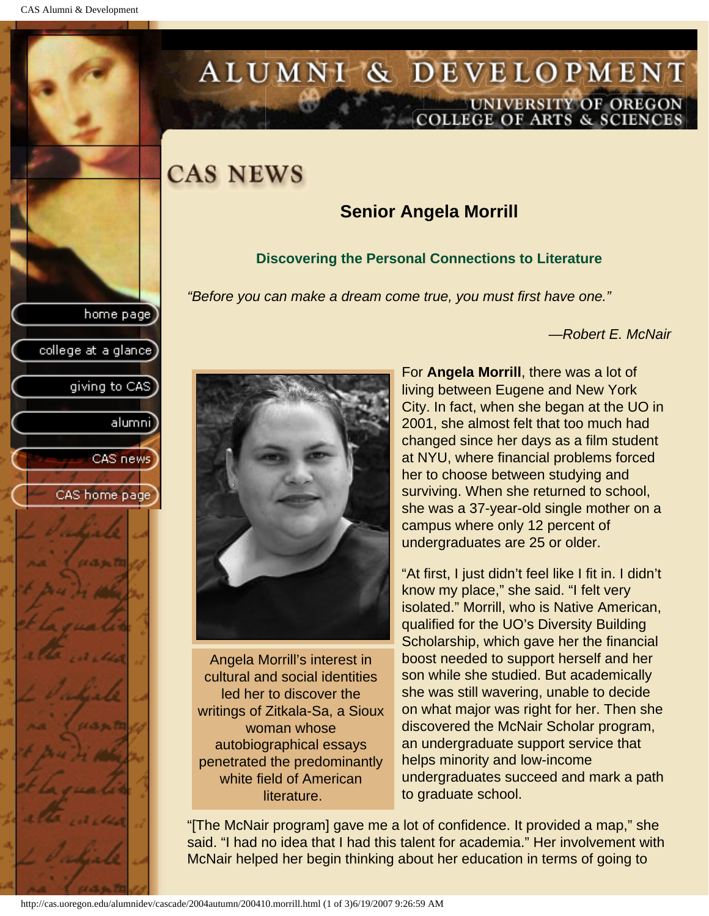# CAS NEWS

## Senior Angela Morrill

### Discovering the Personal Connections to Literature

*"Before you can make a dream come true, you must first have one."*

*—Robert E. McNair*

Angela Morrill's interest in cultural and social identities led her to discover the writings of Zitkala-Sa, a Sioux woman whose autobiographical essays penetrated the predominantly white field of American literature.

For **Angela Morrill**, there was a lot of living between Eugene and New York City. In fact, when she began at the UO in 2001, she almost felt that too much had changed since her days as a film student at NYU, where financial problems forced her to choose between studying and surviving. When she returned to school, she was a 37-year-old single mother on a campus where only 12 percent of undergraduates are 25 or older.

"At first, I just didn't feel like I fit in. I didn't know my place," she said. "I felt very isolated." Morrill, who is Native American, qualified for the UO's Diversity Building Scholarship, which gave her the financial boost needed to support herself and her son while she studied. But academically she was still wavering, unable to decide on what major was right for her. Then she discovered the McNair Scholar program, an undergraduate support service that helps minority and low-income undergraduates succeed and mark a path to graduate school.

"[The McNair program] gave me a lot of confidence. It provided a map," she said. "I had no idea that I had this talent for academia." Her involvement with McNair helped her begin thinking about her education in terms of going to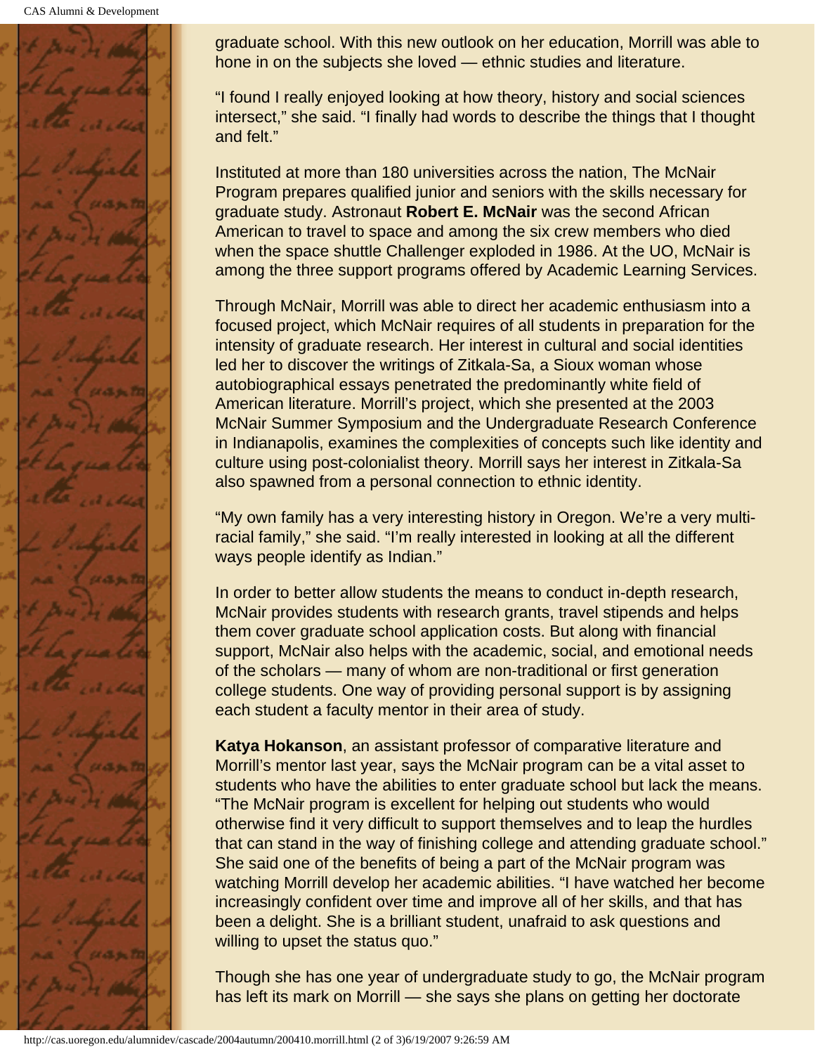graduate school. With this new outlook on her education, Morrill was able to hone in on the subjects she loved — ethnic studies and literature.

"I found I really enjoyed looking at how theory, history and social sciences intersect," she said. "I finally had words to describe the things that I thought and felt."

Instituted at more than 180 universities across the nation, The McNair Program prepares qualified junior and seniors with the skills necessary for graduate study. Astronaut **Robert E. McNair** was the second African American to travel to space and among the six crew members who died when the space shuttle Challenger exploded in 1986. At the UO, McNair is among the three support programs offered by Academic Learning Services.

Through McNair, Morrill was able to direct her academic enthusiasm into a focused project, which McNair requires of all students in preparation for the intensity of graduate research. Her interest in cultural and social identities led her to discover the writings of Zitkala-Sa, a Sioux woman whose autobiographical essays penetrated the predominantly white field of American literature. Morrill's project, which she presented at the 2003 McNair Summer Symposium and the Undergraduate Research Conference in Indianapolis, examines the complexities of concepts such like identity and culture using post-colonialist theory. Morrill says her interest in Zitkala-Sa also spawned from a personal connection to ethnic identity.

"My own family has a very interesting history in Oregon. We're a very multi-racial family," she said. "I'm really interested in looking at all the different ways people identify as Indian."

In order to better allow students the means to conduct in-depth research, McNair provides students with research grants, travel stipends and helps them cover graduate school application costs. But along with financial support, McNair also helps with the academic, social, and emotional needs of the scholars — many of whom are non-traditional or first generation college students. One way of providing personal support is by assigning each student a faculty mentor in their area of study.

**Katya Hokanson**, an assistant professor of comparative literature and Morrill's mentor last year, says the McNair program can be a vital asset to students who have the abilities to enter graduate school but lack the means. "The McNair program is excellent for helping out students who would otherwise find it very difficult to support themselves and to leap the hurdles that can stand in the way of finishing college and attending graduate school." She said one of the benefits of being a part of the McNair program was watching Morrill develop her academic abilities. "I have watched her become increasingly confident over time and improve all of her skills, and that has been a delight. She is a brilliant student, unafraid to ask questions and willing to upset the status quo."

Though she has one year of undergraduate study to go, the McNair program has left its mark on Morrill — she says she plans on getting her doctorate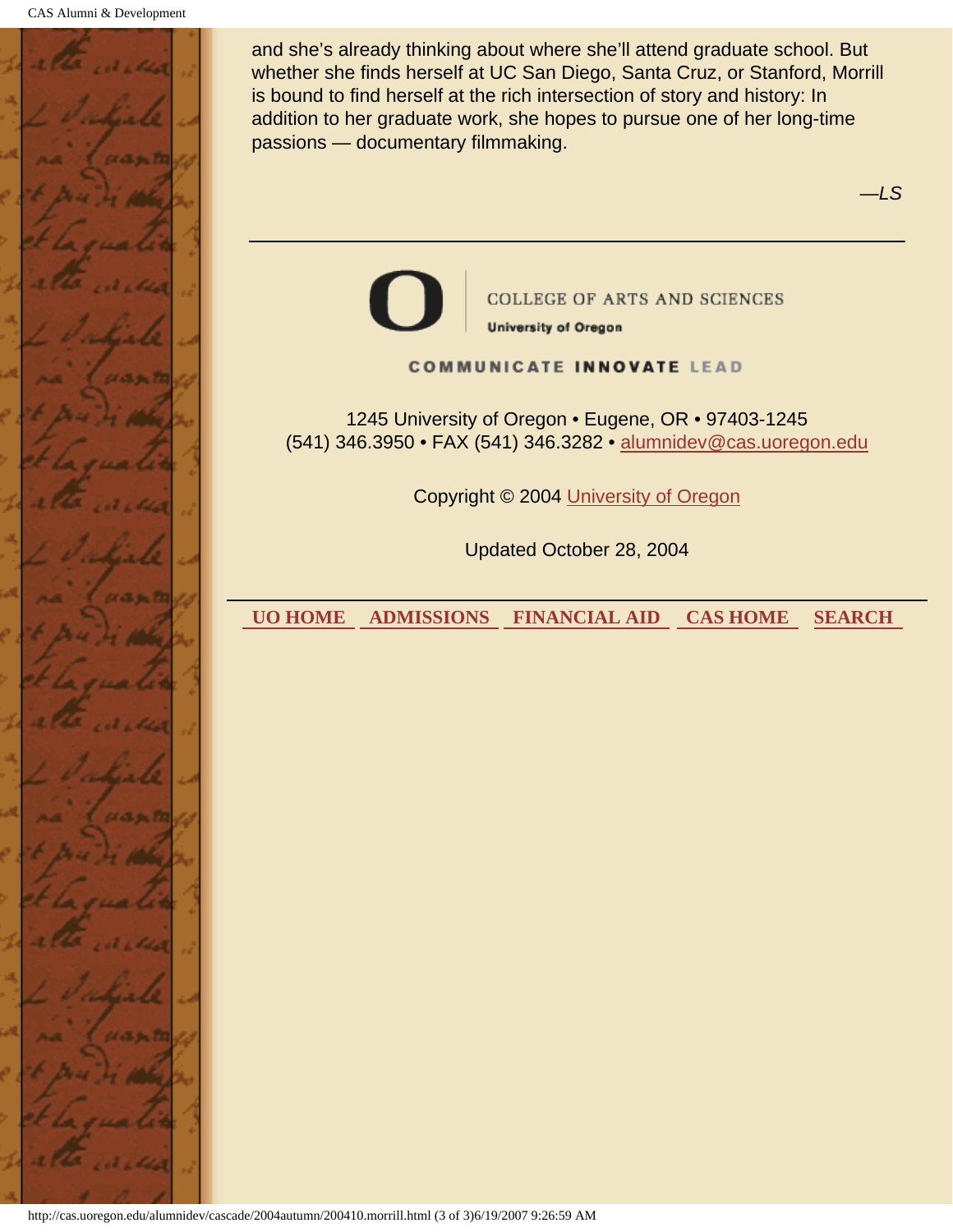and she's already thinking about where she'll attend graduate school. But whether she finds herself at UC San Diego, Santa Cruz, or Stanford, Morrill is bound to find herself at the rich intersection of story and history: In addition to her graduate work, she hopes to pursue one of her long-time passions — documentary filmmaking.

*—LS*

---

COLLEGE OF ARTS AND SCIENCES
**University of Oregon**

COMMUNICATE **INNOVATE** LEAD

1245 University of Oregon • Eugene, OR • 97403-1245
(541) 346.3950 • FAX (541) 346.3282 • alumnidev@cas.uoregon.edu

Copyright © 2004 University of Oregon

Updated October 28, 2004

---

**UO HOME** **ADMISSIONS** **FINANCIAL AID** **CAS HOME** **SEARCH**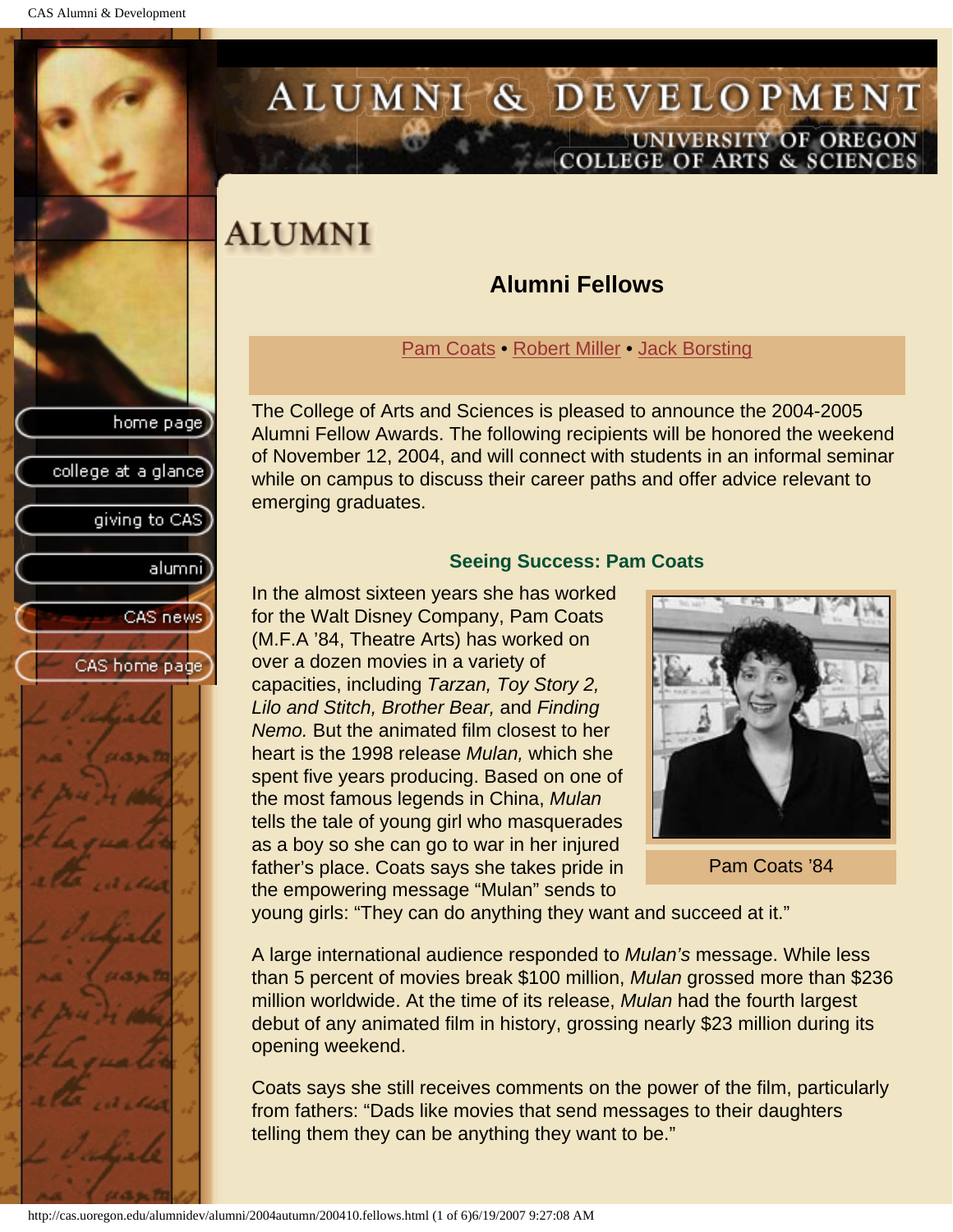# ALUMNI

## Alumni Fellows

Pam Coats • Robert Miller • Jack Borsting

The College of Arts and Sciences is pleased to announce the 2004-2005 Alumni Fellow Awards. The following recipients will be honored the weekend of November 12, 2004, and will connect with students in an informal seminar while on campus to discuss their career paths and offer advice relevant to emerging graduates.

### Seeing Success: Pam Coats

In the almost sixteen years she has worked for the Walt Disney Company, Pam Coats (M.F.A ’84, Theatre Arts) has worked on over a dozen movies in a variety of capacities, including *Tarzan, Toy Story 2, Lilo and Stitch, Brother Bear,* and *Finding Nemo.* But the animated film closest to her heart is the 1998 release *Mulan,* which she spent five years producing. Based on one of the most famous legends in China, *Mulan* tells the tale of young girl who masquerades as a boy so she can go to war in her injured father’s place. Coats says she takes pride in the empowering message “Mulan” sends to young girls: “They can do anything they want and succeed at it.”

Pam Coats ’84

A large international audience responded to *Mulan’s* message. While less than 5 percent of movies break $100 million, *Mulan* grossed more than $236 million worldwide. At the time of its release, *Mulan* had the fourth largest debut of any animated film in history, grossing nearly $23 million during its opening weekend.

Coats says she still receives comments on the power of the film, particularly from fathers: “Dads like movies that send messages to their daughters telling them they can be anything they want to be.”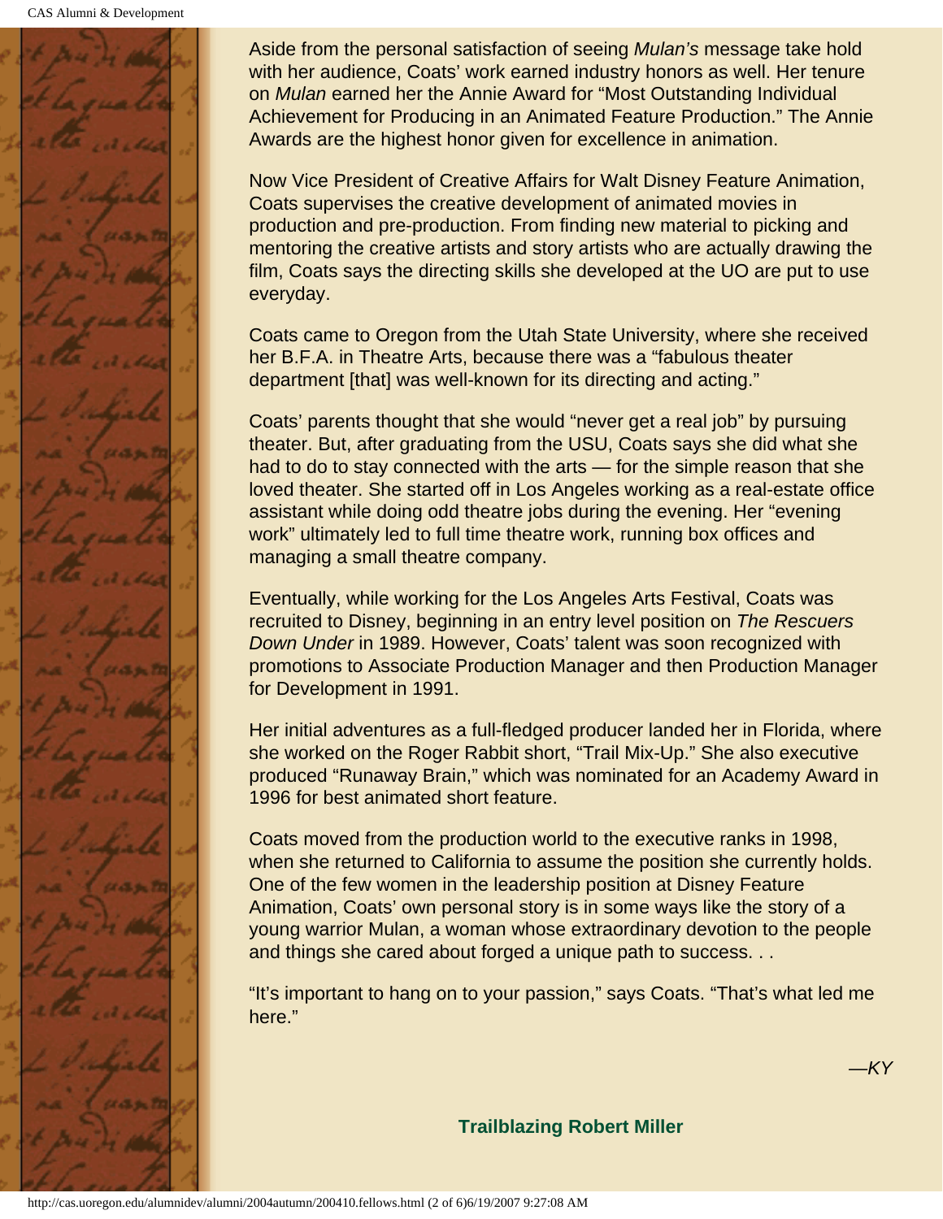Aside from the personal satisfaction of seeing *Mulan's* message take hold with her audience, Coats' work earned industry honors as well. Her tenure on *Mulan* earned her the Annie Award for "Most Outstanding Individual Achievement for Producing in an Animated Feature Production." The Annie Awards are the highest honor given for excellence in animation.

Now Vice President of Creative Affairs for Walt Disney Feature Animation, Coats supervises the creative development of animated movies in production and pre-production. From finding new material to picking and mentoring the creative artists and story artists who are actually drawing the film, Coats says the directing skills she developed at the UO are put to use everyday.

Coats came to Oregon from the Utah State University, where she received her B.F.A. in Theatre Arts, because there was a "fabulous theater department [that] was well-known for its directing and acting."

Coats' parents thought that she would "never get a real job" by pursuing theater. But, after graduating from the USU, Coats says she did what she had to do to stay connected with the arts — for the simple reason that she loved theater. She started off in Los Angeles working as a real-estate office assistant while doing odd theatre jobs during the evening. Her "evening work" ultimately led to full time theatre work, running box offices and managing a small theatre company.

Eventually, while working for the Los Angeles Arts Festival, Coats was recruited to Disney, beginning in an entry level position on *The Rescuers Down Under* in 1989. However, Coats' talent was soon recognized with promotions to Associate Production Manager and then Production Manager for Development in 1991.

Her initial adventures as a full-fledged producer landed her in Florida, where she worked on the Roger Rabbit short, "Trail Mix-Up." She also executive produced "Runaway Brain," which was nominated for an Academy Award in 1996 for best animated short feature.

Coats moved from the production world to the executive ranks in 1998, when she returned to California to assume the position she currently holds. One of the few women in the leadership position at Disney Feature Animation, Coats' own personal story is in some ways like the story of a young warrior Mulan, a woman whose extraordinary devotion to the people and things she cared about forged a unique path to success. . .

"It's important to hang on to your passion," says Coats. "That's what led me here."

*—KY*

**Trailblazing Robert Miller**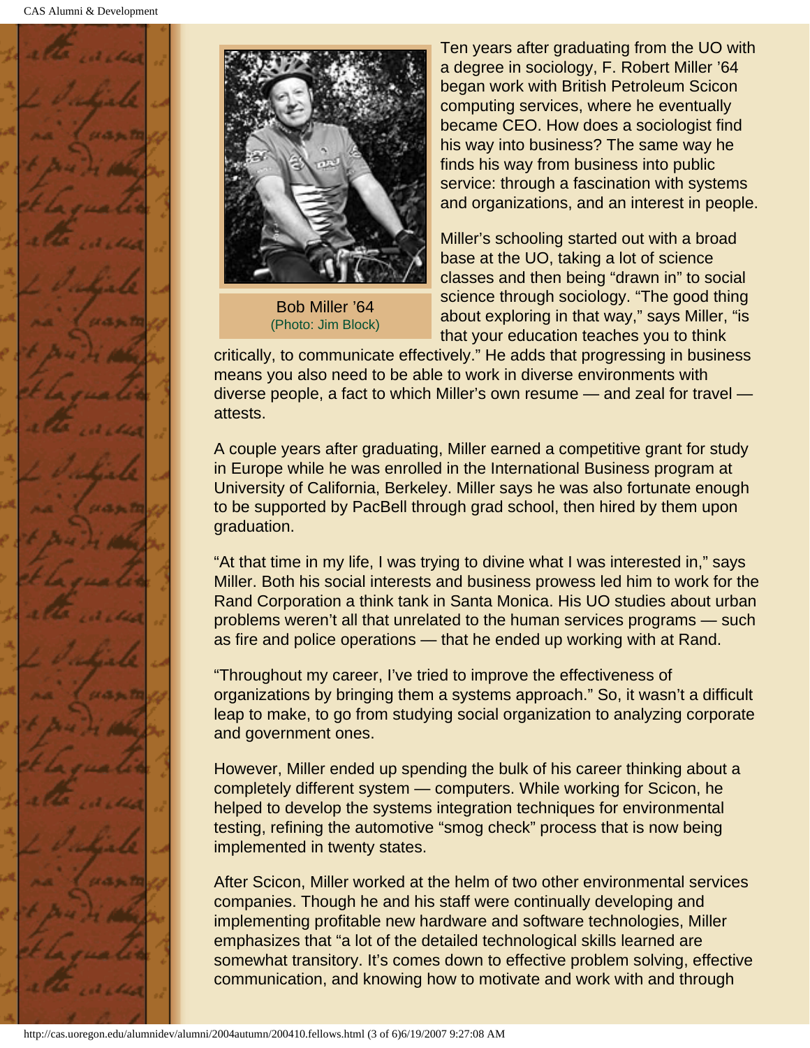Bob Miller '64
(Photo: Jim Block)

Ten years after graduating from the UO with a degree in sociology, F. Robert Miller '64 began work with British Petroleum Scicon computing services, where he eventually became CEO. How does a sociologist find his way into business? The same way he finds his way from business into public service: through a fascination with systems and organizations, and an interest in people.

Miller's schooling started out with a broad base at the UO, taking a lot of science classes and then being "drawn in" to social science through sociology. "The good thing about exploring in that way," says Miller, "is that your education teaches you to think critically, to communicate effectively." He adds that progressing in business means you also need to be able to work in diverse environments with diverse people, a fact to which Miller's own resume — and zeal for travel — attests.

A couple years after graduating, Miller earned a competitive grant for study in Europe while he was enrolled in the International Business program at University of California, Berkeley. Miller says he was also fortunate enough to be supported by PacBell through grad school, then hired by them upon graduation.

"At that time in my life, I was trying to divine what I was interested in," says Miller. Both his social interests and business prowess led him to work for the Rand Corporation a think tank in Santa Monica. His UO studies about urban problems weren't all that unrelated to the human services programs — such as fire and police operations — that he ended up working with at Rand.

"Throughout my career, I've tried to improve the effectiveness of organizations by bringing them a systems approach." So, it wasn't a difficult leap to make, to go from studying social organization to analyzing corporate and government ones.

However, Miller ended up spending the bulk of his career thinking about a completely different system — computers. While working for Scicon, he helped to develop the systems integration techniques for environmental testing, refining the automotive "smog check" process that is now being implemented in twenty states.

After Scicon, Miller worked at the helm of two other environmental services companies. Though he and his staff were continually developing and implementing profitable new hardware and software technologies, Miller emphasizes that "a lot of the detailed technological skills learned are somewhat transitory. It's comes down to effective problem solving, effective communication, and knowing how to motivate and work with and through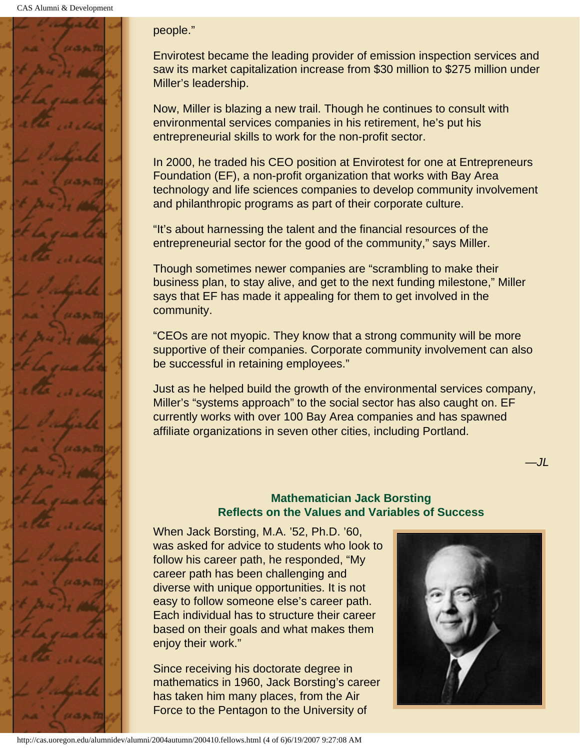people."

Envirotest became the leading provider of emission inspection services and saw its market capitalization increase from $30 million to $275 million under Miller's leadership.

Now, Miller is blazing a new trail. Though he continues to consult with environmental services companies in his retirement, he's put his entrepreneurial skills to work for the non-profit sector.

In 2000, he traded his CEO position at Envirotest for one at Entrepreneurs Foundation (EF), a non-profit organization that works with Bay Area technology and life sciences companies to develop community involvement and philanthropic programs as part of their corporate culture.

"It's about harnessing the talent and the financial resources of the entrepreneurial sector for the good of the community," says Miller.

Though sometimes newer companies are "scrambling to make their business plan, to stay alive, and get to the next funding milestone," Miller says that EF has made it appealing for them to get involved in the community.

"CEOs are not myopic. They know that a strong community will be more supportive of their companies. Corporate community involvement can also be successful in retaining employees."

Just as he helped build the growth of the environmental services company, Miller's "systems approach" to the social sector has also caught on. EF currently works with over 100 Bay Area companies and has spawned affiliate organizations in seven other cities, including Portland.

*—JL*

## Mathematician Jack Borsting Reflects on the Values and Variables of Success

When Jack Borsting, M.A. '52, Ph.D. '60, was asked for advice to students who look to follow his career path, he responded, "My career path has been challenging and diverse with unique opportunities. It is not easy to follow someone else's career path. Each individual has to structure their career based on their goals and what makes them enjoy their work."

Since receiving his doctorate degree in mathematics in 1960, Jack Borsting's career has taken him many places, from the Air Force to the Pentagon to the University of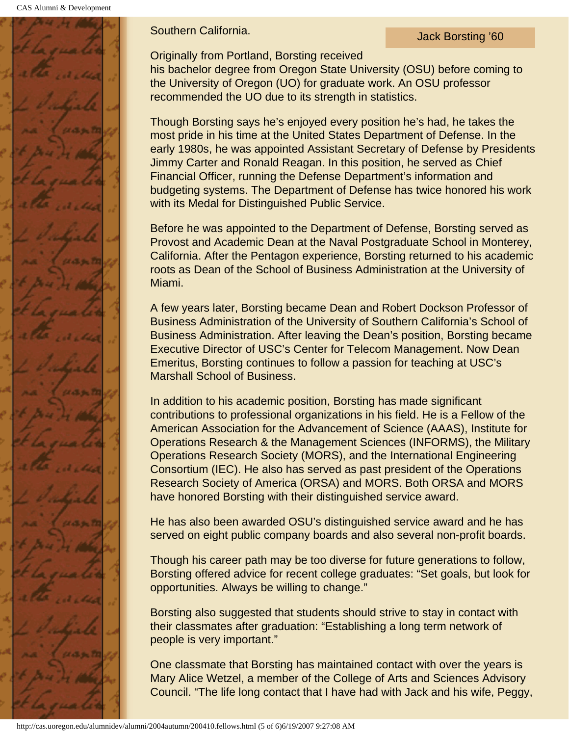Southern California.

Jack Borsting '60

Originally from Portland, Borsting received his bachelor degree from Oregon State University (OSU) before coming to the University of Oregon (UO) for graduate work. An OSU professor recommended the UO due to its strength in statistics.

Though Borsting says he's enjoyed every position he's had, he takes the most pride in his time at the United States Department of Defense. In the early 1980s, he was appointed Assistant Secretary of Defense by Presidents Jimmy Carter and Ronald Reagan. In this position, he served as Chief Financial Officer, running the Defense Department's information and budgeting systems. The Department of Defense has twice honored his work with its Medal for Distinguished Public Service.

Before he was appointed to the Department of Defense, Borsting served as Provost and Academic Dean at the Naval Postgraduate School in Monterey, California. After the Pentagon experience, Borsting returned to his academic roots as Dean of the School of Business Administration at the University of Miami.

A few years later, Borsting became Dean and Robert Dockson Professor of Business Administration of the University of Southern California's School of Business Administration. After leaving the Dean's position, Borsting became Executive Director of USC's Center for Telecom Management. Now Dean Emeritus, Borsting continues to follow a passion for teaching at USC's Marshall School of Business.

In addition to his academic position, Borsting has made significant contributions to professional organizations in his field. He is a Fellow of the American Association for the Advancement of Science (AAAS), Institute for Operations Research & the Management Sciences (INFORMS), the Military Operations Research Society (MORS), and the International Engineering Consortium (IEC). He also has served as past president of the Operations Research Society of America (ORSA) and MORS. Both ORSA and MORS have honored Borsting with their distinguished service award.

He has also been awarded OSU's distinguished service award and he has served on eight public company boards and also several non-profit boards.

Though his career path may be too diverse for future generations to follow, Borsting offered advice for recent college graduates: "Set goals, but look for opportunities. Always be willing to change."

Borsting also suggested that students should strive to stay in contact with their classmates after graduation: "Establishing a long term network of people is very important."

One classmate that Borsting has maintained contact with over the years is Mary Alice Wetzel, a member of the College of Arts and Sciences Advisory Council. "The life long contact that I have had with Jack and his wife, Peggy,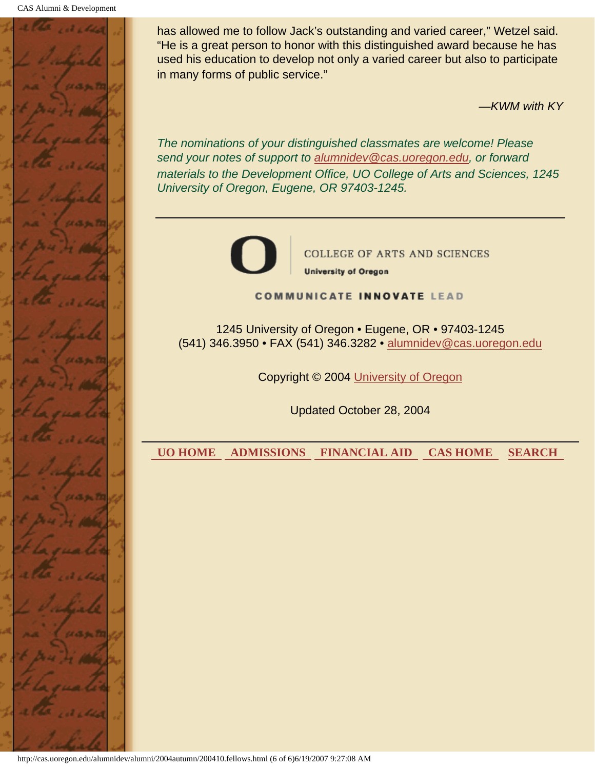has allowed me to follow Jack's outstanding and varied career," Wetzel said. "He is a great person to honor with this distinguished award because he has used his education to develop not only a varied career but also to participate in many forms of public service."

*—KWM with KY*

*The nominations of your distinguished classmates are welcome! Please send your notes of support to alumnidev@cas.uoregon.edu, or forward materials to the Development Office, UO College of Arts and Sciences, 1245 University of Oregon, Eugene, OR 97403-1245.*

---

COLLEGE OF ARTS AND SCIENCES

**University of Oregon**

**COMMUNICATE INNOVATE LEAD**

1245 University of Oregon • Eugene, OR • 97403-1245
(541) 346.3950 • FAX (541) 346.3282 • alumnidev@cas.uoregon.edu

Copyright © 2004 University of Oregon

Updated October 28, 2004

**UO HOME** **ADMISSIONS** **FINANCIAL AID** **CAS HOME** **SEARCH**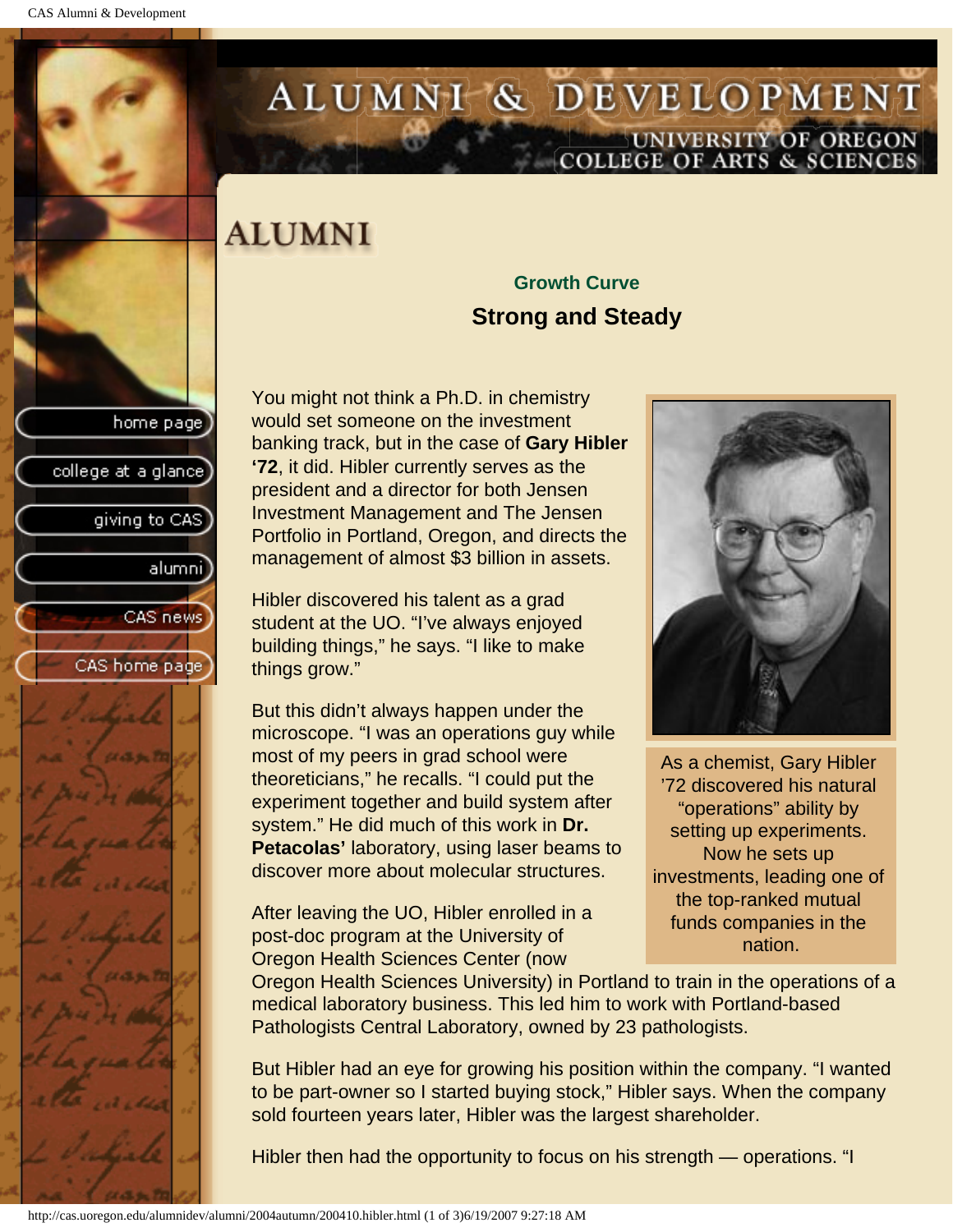# ALUMNI

### Growth Curve

## Strong and Steady

You might not think a Ph.D. in chemistry would set someone on the investment banking track, but in the case of **Gary Hibler '72**, it did. Hibler currently serves as the president and a director for both Jensen Investment Management and The Jensen Portfolio in Portland, Oregon, and directs the management of almost $3 billion in assets.

Hibler discovered his talent as a grad student at the UO. "I've always enjoyed building things," he says. "I like to make things grow."

But this didn't always happen under the microscope. "I was an operations guy while most of my peers in grad school were theoreticians," he recalls. "I could put the experiment together and build system after system." He did much of this work in **Dr. Petacolas'** laboratory, using laser beams to discover more about molecular structures.

As a chemist, Gary Hibler '72 discovered his natural "operations" ability by setting up experiments. Now he sets up investments, leading one of the top-ranked mutual funds companies in the nation.

After leaving the UO, Hibler enrolled in a post-doc program at the University of Oregon Health Sciences Center (now Oregon Health Sciences University) in Portland to train in the operations of a medical laboratory business. This led him to work with Portland-based Pathologists Central Laboratory, owned by 23 pathologists.

But Hibler had an eye for growing his position within the company. "I wanted to be part-owner so I started buying stock," Hibler says. When the company sold fourteen years later, Hibler was the largest shareholder.

Hibler then had the opportunity to focus on his strength — operations. "I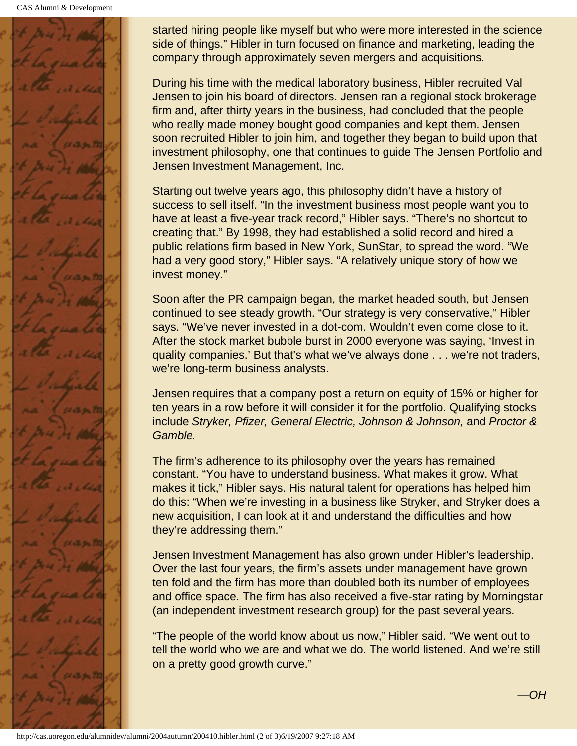started hiring people like myself but who were more interested in the science side of things." Hibler in turn focused on finance and marketing, leading the company through approximately seven mergers and acquisitions.

During his time with the medical laboratory business, Hibler recruited Val Jensen to join his board of directors. Jensen ran a regional stock brokerage firm and, after thirty years in the business, had concluded that the people who really made money bought good companies and kept them. Jensen soon recruited Hibler to join him, and together they began to build upon that investment philosophy, one that continues to guide The Jensen Portfolio and Jensen Investment Management, Inc.

Starting out twelve years ago, this philosophy didn't have a history of success to sell itself. "In the investment business most people want you to have at least a five-year track record," Hibler says. "There's no shortcut to creating that." By 1998, they had established a solid record and hired a public relations firm based in New York, SunStar, to spread the word. "We had a very good story," Hibler says. "A relatively unique story of how we invest money."

Soon after the PR campaign began, the market headed south, but Jensen continued to see steady growth. "Our strategy is very conservative," Hibler says. "We've never invested in a dot-com. Wouldn't even come close to it. After the stock market bubble burst in 2000 everyone was saying, 'Invest in quality companies.' But that's what we've always done . . . we're not traders, we're long-term business analysts.

Jensen requires that a company post a return on equity of 15% or higher for ten years in a row before it will consider it for the portfolio. Qualifying stocks include *Stryker, Pfizer, General Electric, Johnson & Johnson,* and *Proctor & Gamble.*

The firm's adherence to its philosophy over the years has remained constant. "You have to understand business. What makes it grow. What makes it tick," Hibler says. His natural talent for operations has helped him do this: "When we're investing in a business like Stryker, and Stryker does a new acquisition, I can look at it and understand the difficulties and how they're addressing them."

Jensen Investment Management has also grown under Hibler's leadership. Over the last four years, the firm's assets under management have grown ten fold and the firm has more than doubled both its number of employees and office space. The firm has also received a five-star rating by Morningstar (an independent investment research group) for the past several years.

"The people of the world know about us now," Hibler said. "We went out to tell the world who we are and what we do. The world listened. And we're still on a pretty good growth curve."

*—OH*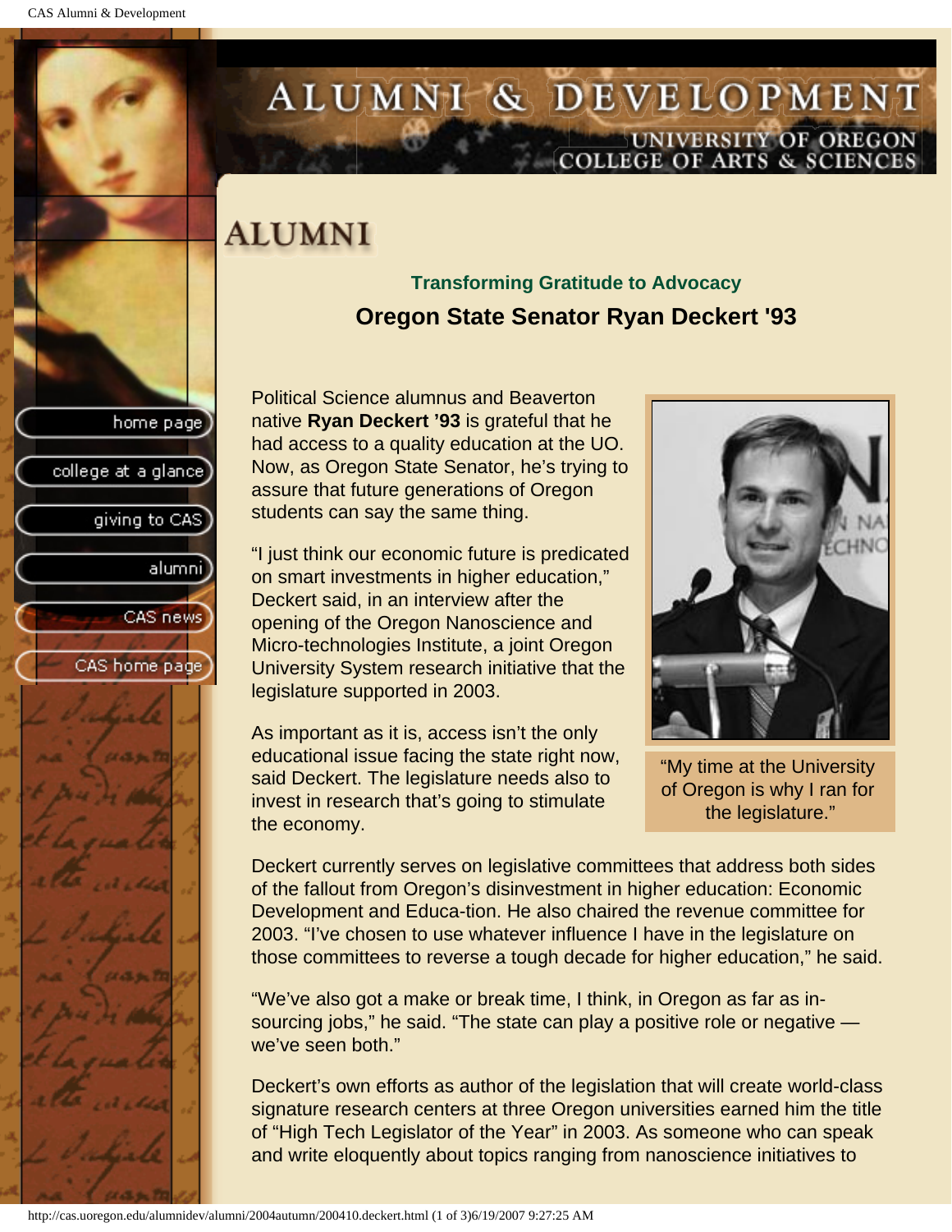# ALUMNI

### Transforming Gratitude to Advocacy

## Oregon State Senator Ryan Deckert '93

Political Science alumnus and Beaverton native **Ryan Deckert '93** is grateful that he had access to a quality education at the UO. Now, as Oregon State Senator, he's trying to assure that future generations of Oregon students can say the same thing.

"I just think our economic future is predicated on smart investments in higher education," Deckert said, in an interview after the opening of the Oregon Nanoscience and Micro-technologies Institute, a joint Oregon University System research initiative that the legislature supported in 2003.

As important as it is, access isn't the only educational issue facing the state right now, said Deckert. The legislature needs also to invest in research that's going to stimulate the economy.

"My time at the University of Oregon is why I ran for the legislature."

Deckert currently serves on legislative committees that address both sides of the fallout from Oregon's disinvestment in higher education: Economic Development and Educa-tion. He also chaired the revenue committee for 2003. "I've chosen to use whatever influence I have in the legislature on those committees to reverse a tough decade for higher education," he said.

"We've also got a make or break time, I think, in Oregon as far as in-sourcing jobs," he said. "The state can play a positive role or negative — we've seen both."

Deckert's own efforts as author of the legislation that will create world-class signature research centers at three Oregon universities earned him the title of "High Tech Legislator of the Year" in 2003. As someone who can speak and write eloquently about topics ranging from nanoscience initiatives to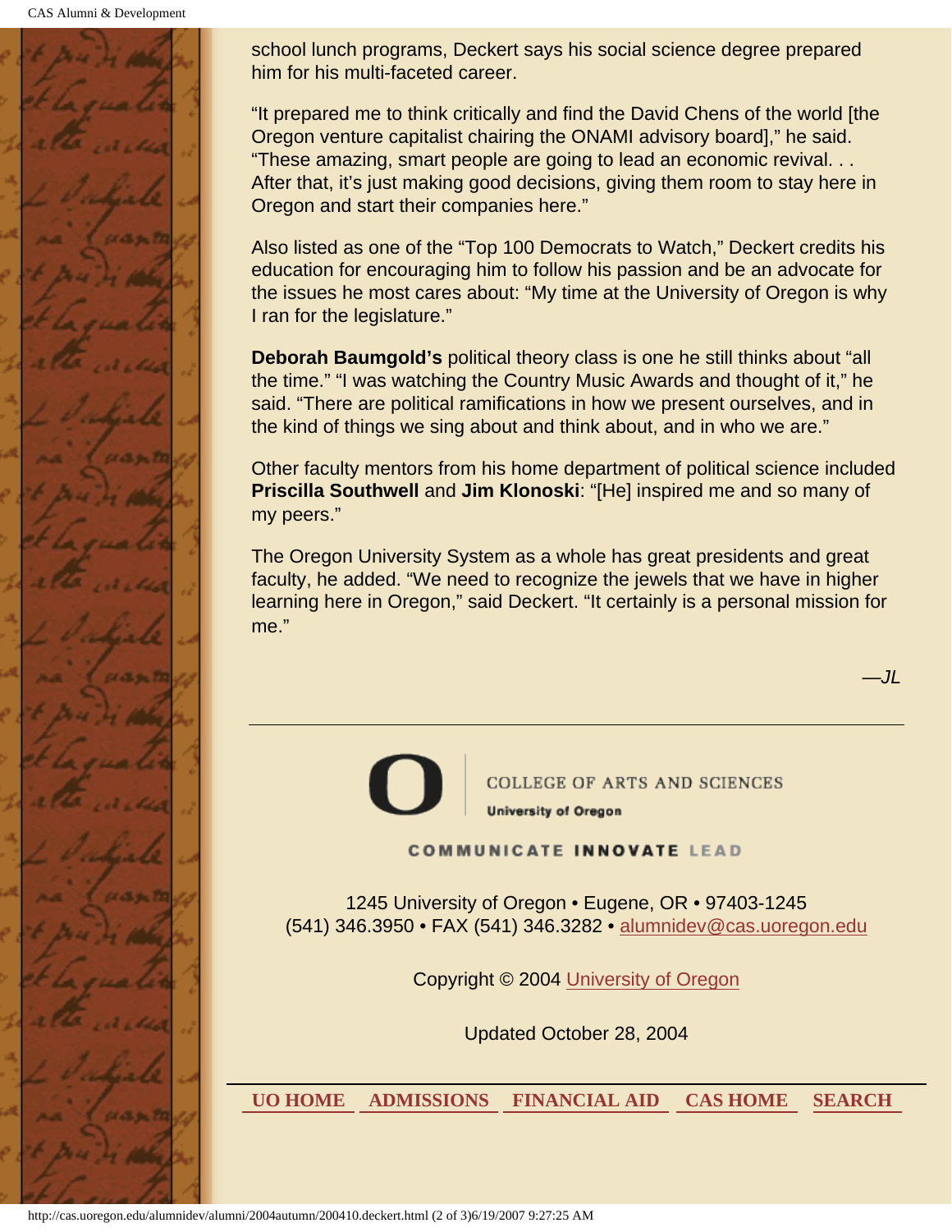school lunch programs, Deckert says his social science degree prepared him for his multi-faceted career.

“It prepared me to think critically and find the David Chens of the world [the Oregon venture capitalist chairing the ONAMI advisory board],” he said. “These amazing, smart people are going to lead an economic revival. . . After that, it’s just making good decisions, giving them room to stay here in Oregon and start their companies here.”

Also listed as one of the “Top 100 Democrats to Watch,” Deckert credits his education for encouraging him to follow his passion and be an advocate for the issues he most cares about: “My time at the University of Oregon is why I ran for the legislature.”

**Deborah Baumgold’s** political theory class is one he still thinks about “all the time.” “I was watching the Country Music Awards and thought of it,” he said. “There are political ramifications in how we present ourselves, and in the kind of things we sing about and think about, and in who we are.”

Other faculty mentors from his home department of political science included **Priscilla Southwell** and **Jim Klonoski**: “[He] inspired me and so many of my peers.”

The Oregon University System as a whole has great presidents and great faculty, he added. “We need to recognize the jewels that we have in higher learning here in Oregon,” said Deckert. “It certainly is a personal mission for me.”

*—JL*

---

COLLEGE OF ARTS AND SCIENCES
University of Oregon

COMMUNICATE INNOVATE LEAD

1245 University of Oregon • Eugene, OR • 97403-1245
(541) 346.3950 • FAX (541) 346.3282 • alumnidev@cas.uoregon.edu

Copyright © 2004 University of Oregon

Updated October 28, 2004

UO HOME | ADMISSIONS | FINANCIAL AID | CAS HOME | SEARCH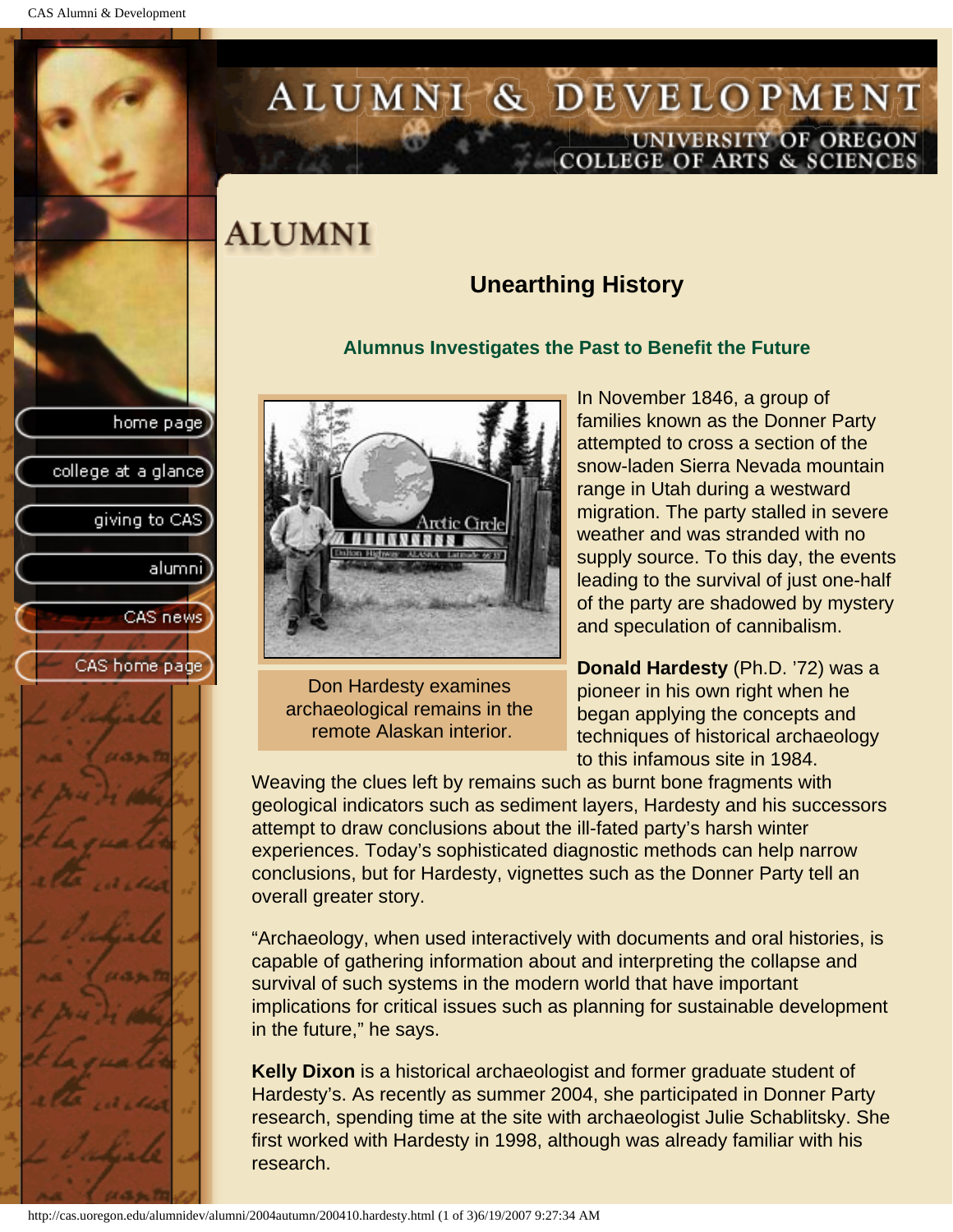# ALUMNI

## Unearthing History

### Alumnus Investigates the Past to Benefit the Future

Don Hardesty examines archaeological remains in the remote Alaskan interior.

In November 1846, a group of families known as the Donner Party attempted to cross a section of the snow-laden Sierra Nevada mountain range in Utah during a westward migration. The party stalled in severe weather and was stranded with no supply source. To this day, the events leading to the survival of just one-half of the party are shadowed by mystery and speculation of cannibalism.

**Donald Hardesty** (Ph.D. '72) was a pioneer in his own right when he began applying the concepts and techniques of historical archaeology to this infamous site in 1984. Weaving the clues left by remains such as burnt bone fragments with geological indicators such as sediment layers, Hardesty and his successors attempt to draw conclusions about the ill-fated party's harsh winter experiences. Today's sophisticated diagnostic methods can help narrow conclusions, but for Hardesty, vignettes such as the Donner Party tell an overall greater story.

"Archaeology, when used interactively with documents and oral histories, is capable of gathering information about and interpreting the collapse and survival of such systems in the modern world that have important implications for critical issues such as planning for sustainable development in the future," he says.

**Kelly Dixon** is a historical archaeologist and former graduate student of Hardesty's. As recently as summer 2004, she participated in Donner Party research, spending time at the site with archaeologist Julie Schablitsky. She first worked with Hardesty in 1998, although was already familiar with his research.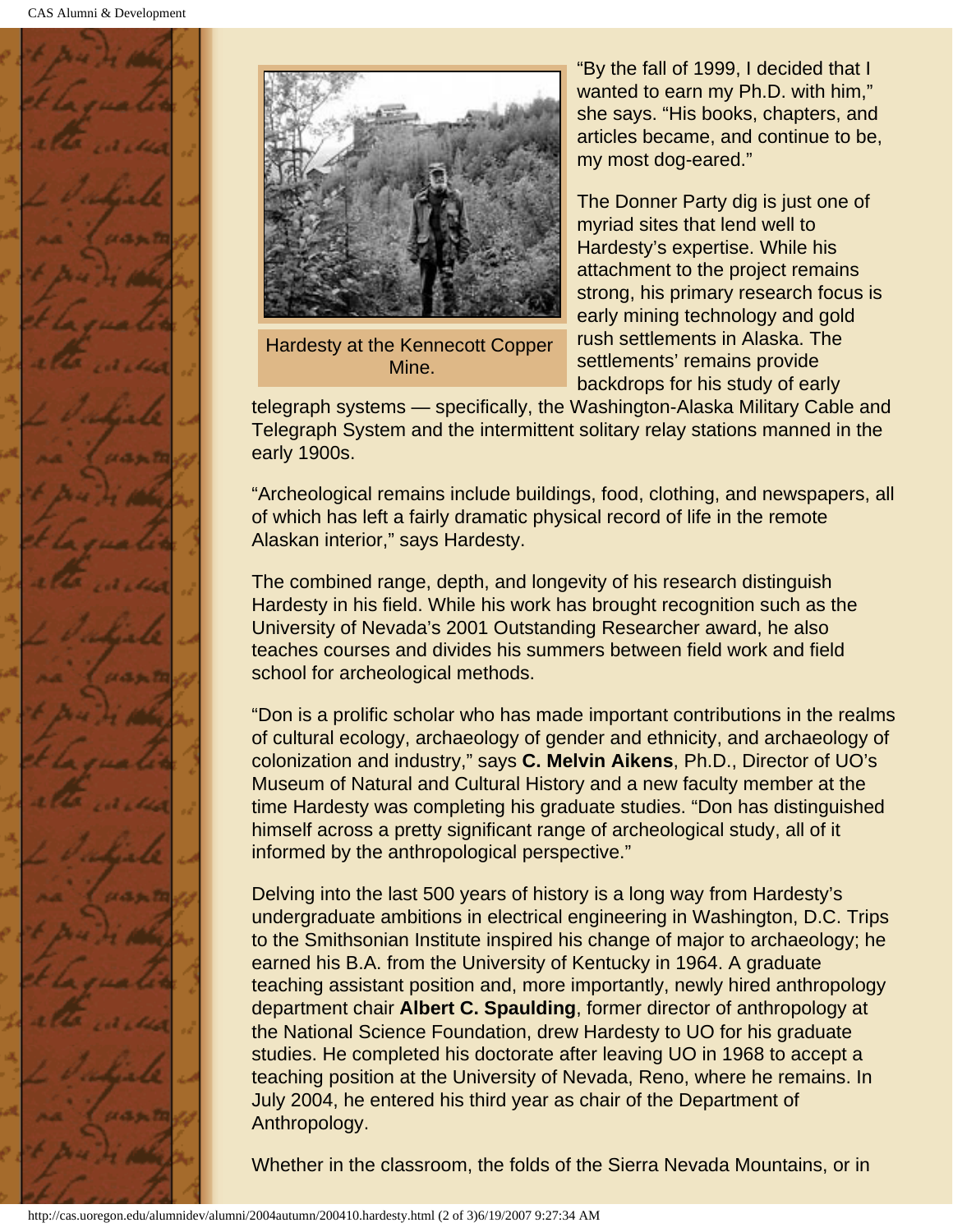Hardesty at the Kennecott Copper Mine.

"By the fall of 1999, I decided that I wanted to earn my Ph.D. with him," she says. "His books, chapters, and articles became, and continue to be, my most dog-eared."

The Donner Party dig is just one of myriad sites that lend well to Hardesty's expertise. While his attachment to the project remains strong, his primary research focus is early mining technology and gold rush settlements in Alaska. The settlements' remains provide backdrops for his study of early telegraph systems — specifically, the Washington-Alaska Military Cable and Telegraph System and the intermittent solitary relay stations manned in the early 1900s.

"Archeological remains include buildings, food, clothing, and newspapers, all of which has left a fairly dramatic physical record of life in the remote Alaskan interior," says Hardesty.

The combined range, depth, and longevity of his research distinguish Hardesty in his field. While his work has brought recognition such as the University of Nevada's 2001 Outstanding Researcher award, he also teaches courses and divides his summers between field work and field school for archeological methods.

"Don is a prolific scholar who has made important contributions in the realms of cultural ecology, archaeology of gender and ethnicity, and archaeology of colonization and industry," says **C. Melvin Aikens**, Ph.D., Director of UO's Museum of Natural and Cultural History and a new faculty member at the time Hardesty was completing his graduate studies. "Don has distinguished himself across a pretty significant range of archeological study, all of it informed by the anthropological perspective."

Delving into the last 500 years of history is a long way from Hardesty's undergraduate ambitions in electrical engineering in Washington, D.C. Trips to the Smithsonian Institute inspired his change of major to archaeology; he earned his B.A. from the University of Kentucky in 1964. A graduate teaching assistant position and, more importantly, newly hired anthropology department chair **Albert C. Spaulding**, former director of anthropology at the National Science Foundation, drew Hardesty to UO for his graduate studies. He completed his doctorate after leaving UO in 1968 to accept a teaching position at the University of Nevada, Reno, where he remains. In July 2004, he entered his third year as chair of the Department of Anthropology.

Whether in the classroom, the folds of the Sierra Nevada Mountains, or in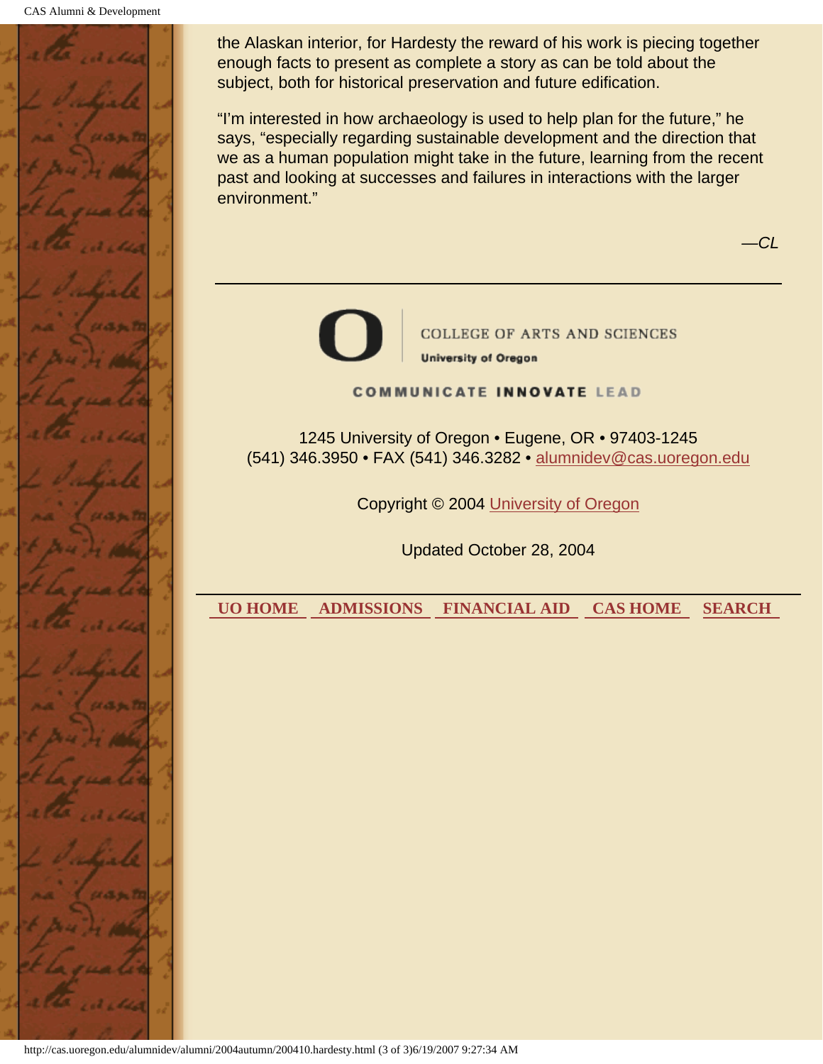the Alaskan interior, for Hardesty the reward of his work is piecing together enough facts to present as complete a story as can be told about the subject, both for historical preservation and future edification.

"I'm interested in how archaeology is used to help plan for the future," he says, "especially regarding sustainable development and the direction that we as a human population might take in the future, learning from the recent past and looking at successes and failures in interactions with the larger environment."

*—CL*

---

COLLEGE OF ARTS AND SCIENCES
University of Oregon

COMMUNICATE INNOVATE LEAD

1245 University of Oregon • Eugene, OR • 97403-1245
(541) 346.3950 • FAX (541) 346.3282 • alumnidev@cas.uoregon.edu

Copyright © 2004 University of Oregon

Updated October 28, 2004

---

**UO HOME** **ADMISSIONS** **FINANCIAL AID** **CAS HOME** **SEARCH**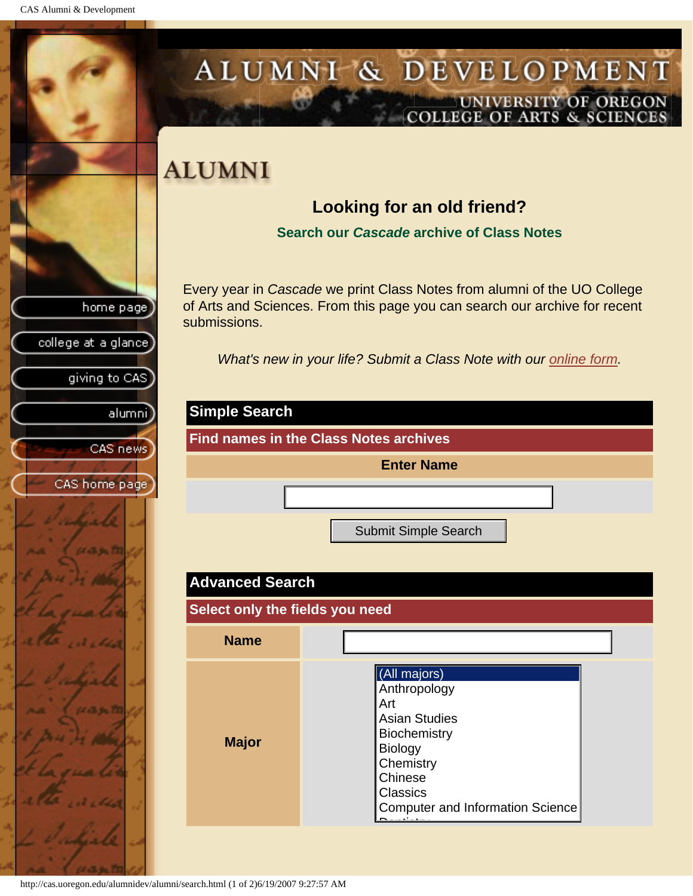ALUMNI & DEVELOPMENT

UNIVERSITY OF OREGON
COLLEGE OF ARTS & SCIENCES

- home page
- college at a glance
- giving to CAS
- alumni
- CAS news
- CAS home page

# ALUMNI

## Looking for an old friend?

### Search our *Cascade* archive of Class Notes

Every year in *Cascade* we print Class Notes from alumni of the UO College of Arts and Sciences. From this page you can search our archive for recent submissions.

*What's new in your life? Submit a Class Note with our online form.*

## Simple Search

**Find names in the Class Notes archives**

**Enter Name**

[          ]

[Submit Simple Search]

## Advanced Search

**Select only the fields you need**

| | |
|---|---|
| **Name** | [          ] |
| **Major** | (All majors)<br>Anthropology<br>Art<br>Asian Studies<br>Biochemistry<br>Biology<br>Chemistry<br>Chinese<br>Classics<br>Computer and Information Science<br>Dentistry |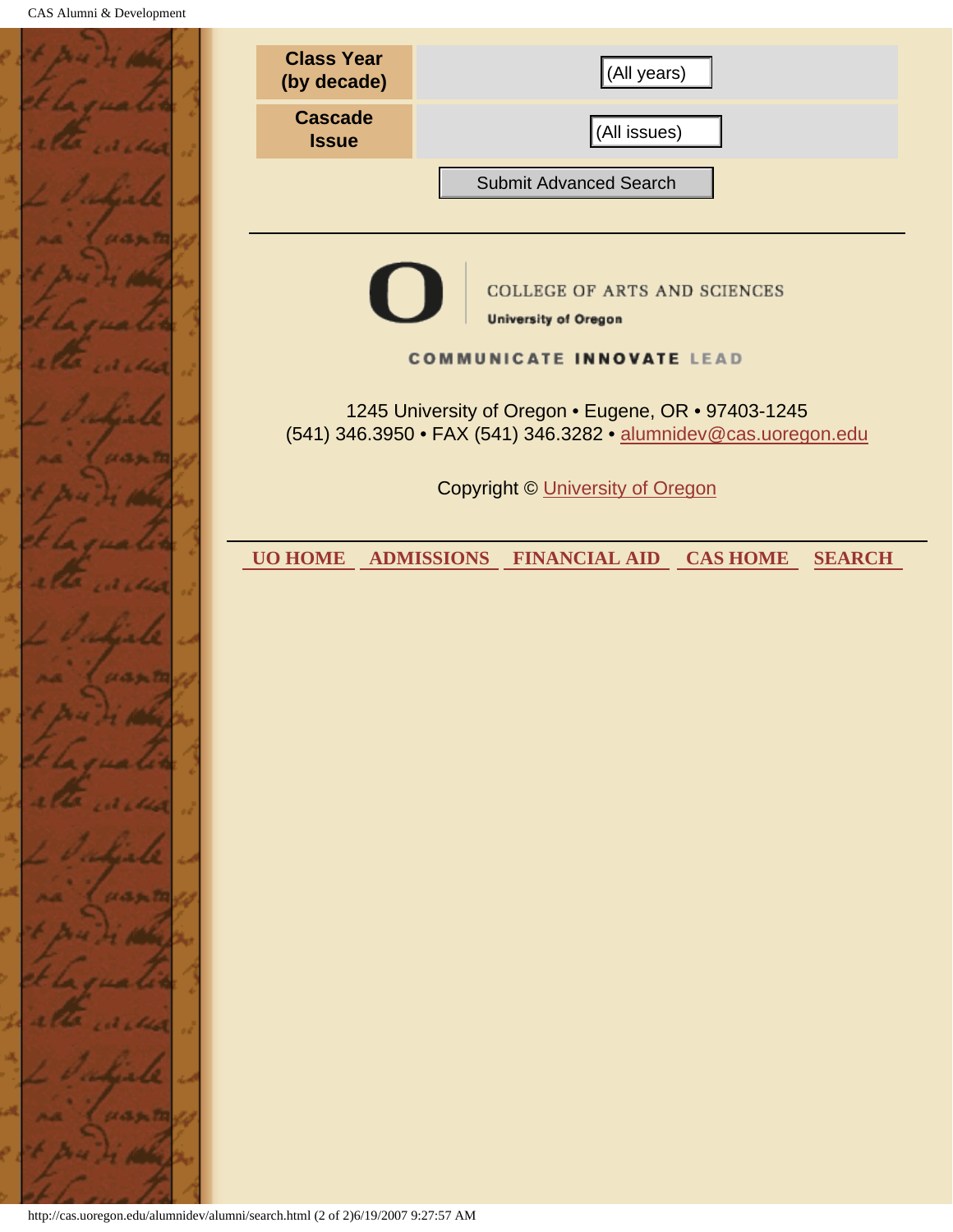| Class Year (by decade) | (All years) |
| --- | --- |
| Cascade Issue | (All issues) |

Submit Advanced Search

---

COLLEGE OF ARTS AND SCIENCES
University of Oregon

COMMUNICATE INNOVATE LEAD

1245 University of Oregon • Eugene, OR • 97403-1245
(541) 346.3950 • FAX (541) 346.3282 • alumnidev@cas.uoregon.edu

Copyright © University of Oregon

---

UO HOME ADMISSIONS FINANCIAL AID CAS HOME SEARCH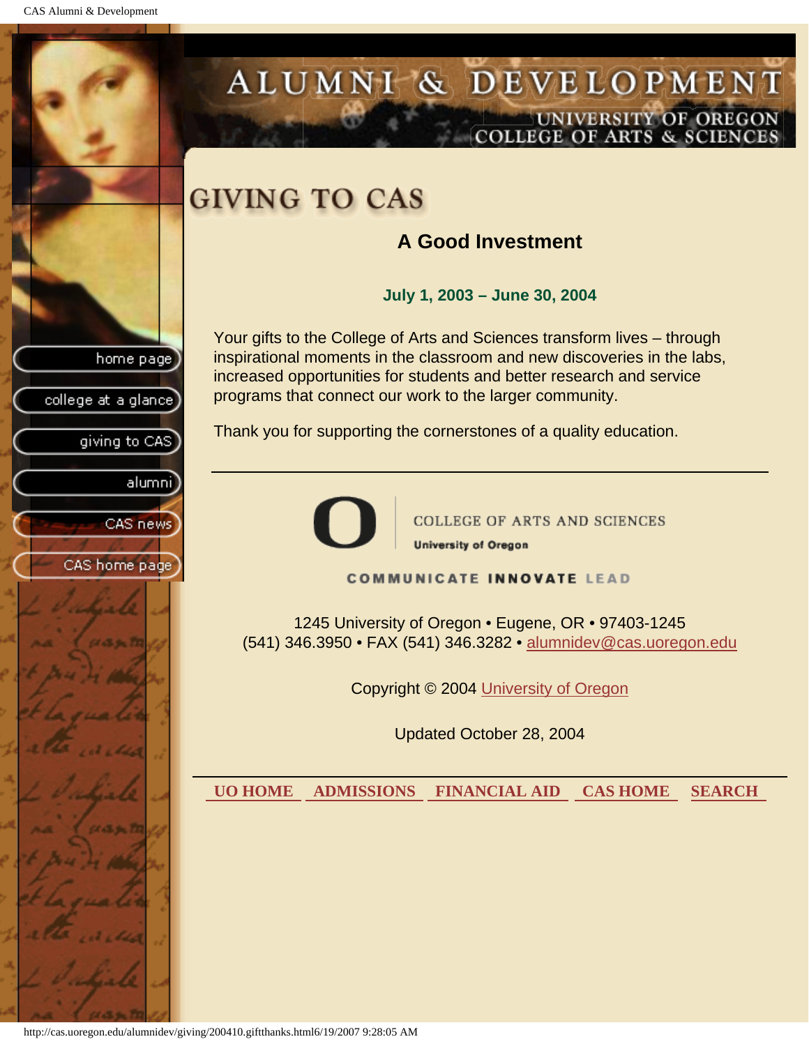# ALUMNI & DEVELOPMENT

UNIVERSITY OF OREGON
COLLEGE OF ARTS & SCIENCES

home page

college at a glance

giving to CAS

alumni

CAS news

CAS home page

## GIVING TO CAS

### A Good Investment

**July 1, 2003 – June 30, 2004**

Your gifts to the College of Arts and Sciences transform lives – through inspirational moments in the classroom and new discoveries in the labs, increased opportunities for students and better research and service programs that connect our work to the larger community.

Thank you for supporting the cornerstones of a quality education.

---

COLLEGE OF ARTS AND SCIENCES
University of Oregon

COMMUNICATE INNOVATE LEAD

1245 University of Oregon • Eugene, OR • 97403-1245
(541) 346.3950 • FAX (541) 346.3282 • alumnidev@cas.uoregon.edu

Copyright © 2004 University of Oregon

Updated October 28, 2004

---

**UO HOME** **ADMISSIONS** **FINANCIAL AID** **CAS HOME** **SEARCH**